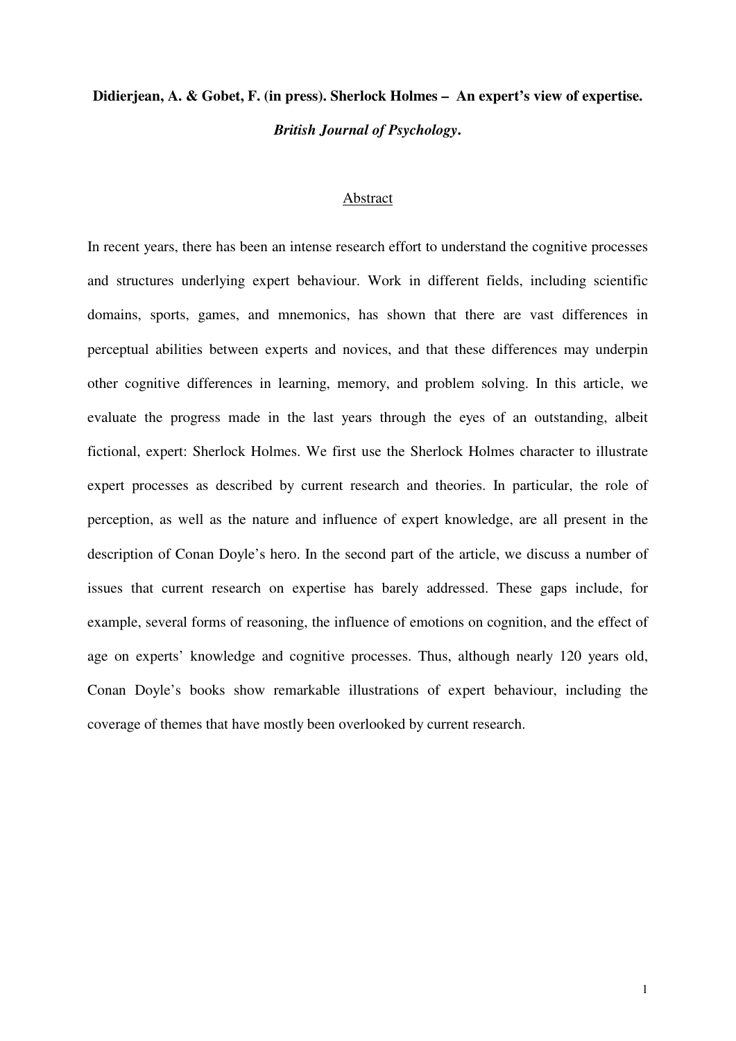**Didierjean, A. & Gobet, F. (in press). Sherlock Holmes – An expert's view of expertise. *British Journal of Psychology*.**

## Abstract

In recent years, there has been an intense research effort to understand the cognitive processes and structures underlying expert behaviour. Work in different fields, including scientific domains, sports, games, and mnemonics, has shown that there are vast differences in perceptual abilities between experts and novices, and that these differences may underpin other cognitive differences in learning, memory, and problem solving. In this article, we evaluate the progress made in the last years through the eyes of an outstanding, albeit fictional, expert: Sherlock Holmes. We first use the Sherlock Holmes character to illustrate expert processes as described by current research and theories. In particular, the role of perception, as well as the nature and influence of expert knowledge, are all present in the description of Conan Doyle's hero. In the second part of the article, we discuss a number of issues that current research on expertise has barely addressed. These gaps include, for example, several forms of reasoning, the influence of emotions on cognition, and the effect of age on experts' knowledge and cognitive processes. Thus, although nearly 120 years old, Conan Doyle's books show remarkable illustrations of expert behaviour, including the coverage of themes that have mostly been overlooked by current research.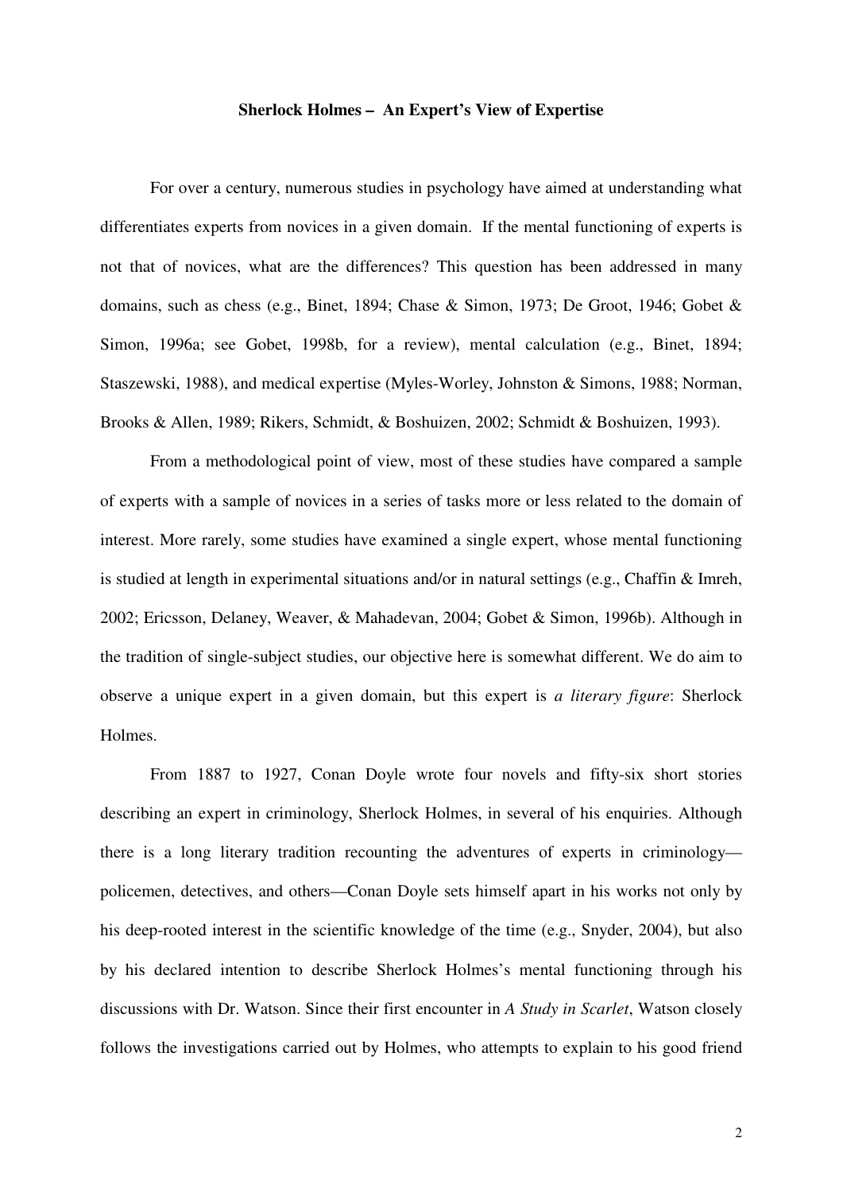**Sherlock Holmes – An Expert's View of Expertise**

For over a century, numerous studies in psychology have aimed at understanding what differentiates experts from novices in a given domain. If the mental functioning of experts is not that of novices, what are the differences? This question has been addressed in many domains, such as chess (e.g., Binet, 1894; Chase & Simon, 1973; De Groot, 1946; Gobet & Simon, 1996a; see Gobet, 1998b, for a review), mental calculation (e.g., Binet, 1894; Staszewski, 1988), and medical expertise (Myles-Worley, Johnston & Simons, 1988; Norman, Brooks & Allen, 1989; Rikers, Schmidt, & Boshuizen, 2002; Schmidt & Boshuizen, 1993).

From a methodological point of view, most of these studies have compared a sample of experts with a sample of novices in a series of tasks more or less related to the domain of interest. More rarely, some studies have examined a single expert, whose mental functioning is studied at length in experimental situations and/or in natural settings (e.g., Chaffin & Imreh, 2002; Ericsson, Delaney, Weaver, & Mahadevan, 2004; Gobet & Simon, 1996b). Although in the tradition of single-subject studies, our objective here is somewhat different. We do aim to observe a unique expert in a given domain, but this expert is *a literary figure*: Sherlock Holmes.

From 1887 to 1927, Conan Doyle wrote four novels and fifty-six short stories describing an expert in criminology, Sherlock Holmes, in several of his enquiries. Although there is a long literary tradition recounting the adventures of experts in criminology—policemen, detectives, and others—Conan Doyle sets himself apart in his works not only by his deep-rooted interest in the scientific knowledge of the time (e.g., Snyder, 2004), but also by his declared intention to describe Sherlock Holmes's mental functioning through his discussions with Dr. Watson. Since their first encounter in *A Study in Scarlet*, Watson closely follows the investigations carried out by Holmes, who attempts to explain to his good friend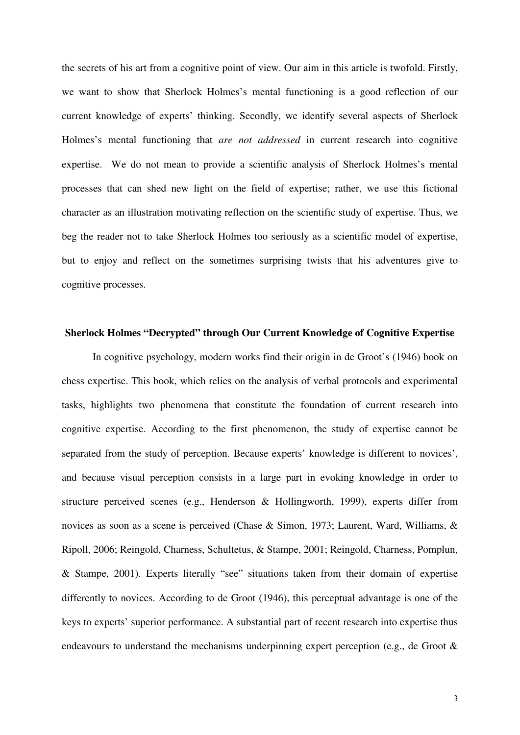the secrets of his art from a cognitive point of view. Our aim in this article is twofold. Firstly, we want to show that Sherlock Holmes's mental functioning is a good reflection of our current knowledge of experts' thinking. Secondly, we identify several aspects of Sherlock Holmes's mental functioning that *are not addressed* in current research into cognitive expertise. We do not mean to provide a scientific analysis of Sherlock Holmes's mental processes that can shed new light on the field of expertise; rather, we use this fictional character as an illustration motivating reflection on the scientific study of expertise. Thus, we beg the reader not to take Sherlock Holmes too seriously as a scientific model of expertise, but to enjoy and reflect on the sometimes surprising twists that his adventures give to cognitive processes.

## Sherlock Holmes "Decrypted" through Our Current Knowledge of Cognitive Expertise

In cognitive psychology, modern works find their origin in de Groot's (1946) book on chess expertise. This book, which relies on the analysis of verbal protocols and experimental tasks, highlights two phenomena that constitute the foundation of current research into cognitive expertise. According to the first phenomenon, the study of expertise cannot be separated from the study of perception. Because experts' knowledge is different to novices', and because visual perception consists in a large part in evoking knowledge in order to structure perceived scenes (e.g., Henderson & Hollingworth, 1999), experts differ from novices as soon as a scene is perceived (Chase & Simon, 1973; Laurent, Ward, Williams, & Ripoll, 2006; Reingold, Charness, Schultetus, & Stampe, 2001; Reingold, Charness, Pomplun, & Stampe, 2001). Experts literally "see" situations taken from their domain of expertise differently to novices. According to de Groot (1946), this perceptual advantage is one of the keys to experts' superior performance. A substantial part of recent research into expertise thus endeavours to understand the mechanisms underpinning expert perception (e.g., de Groot &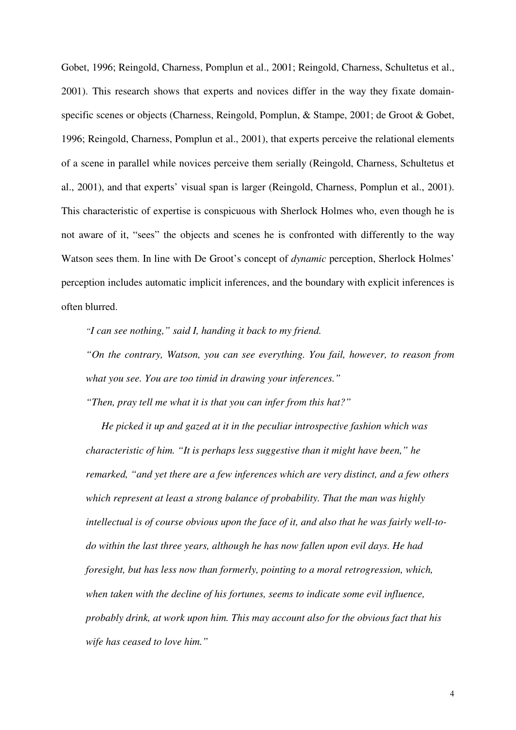Gobet, 1996; Reingold, Charness, Pomplun et al., 2001; Reingold, Charness, Schultetus et al., 2001). This research shows that experts and novices differ in the way they fixate domain-specific scenes or objects (Charness, Reingold, Pomplun, & Stampe, 2001; de Groot & Gobet, 1996; Reingold, Charness, Pomplun et al., 2001), that experts perceive the relational elements of a scene in parallel while novices perceive them serially (Reingold, Charness, Schultetus et al., 2001), and that experts' visual span is larger (Reingold, Charness, Pomplun et al., 2001). This characteristic of expertise is conspicuous with Sherlock Holmes who, even though he is not aware of it, "sees" the objects and scenes he is confronted with differently to the way Watson sees them. In line with De Groot's concept of *dynamic* perception, Sherlock Holmes' perception includes automatic implicit inferences, and the boundary with explicit inferences is often blurred.

> *"I can see nothing," said I, handing it back to my friend.*
>
> *"On the contrary, Watson, you can see everything. You fail, however, to reason from what you see. You are too timid in drawing your inferences."*
>
> *"Then, pray tell me what it is that you can infer from this hat?"*
>
> *He picked it up and gazed at it in the peculiar introspective fashion which was characteristic of him. "It is perhaps less suggestive than it might have been," he remarked, "and yet there are a few inferences which are very distinct, and a few others which represent at least a strong balance of probability. That the man was highly intellectual is of course obvious upon the face of it, and also that he was fairly well-to-do within the last three years, although he has now fallen upon evil days. He had foresight, but has less now than formerly, pointing to a moral retrogression, which, when taken with the decline of his fortunes, seems to indicate some evil influence, probably drink, at work upon him. This may account also for the obvious fact that his wife has ceased to love him."*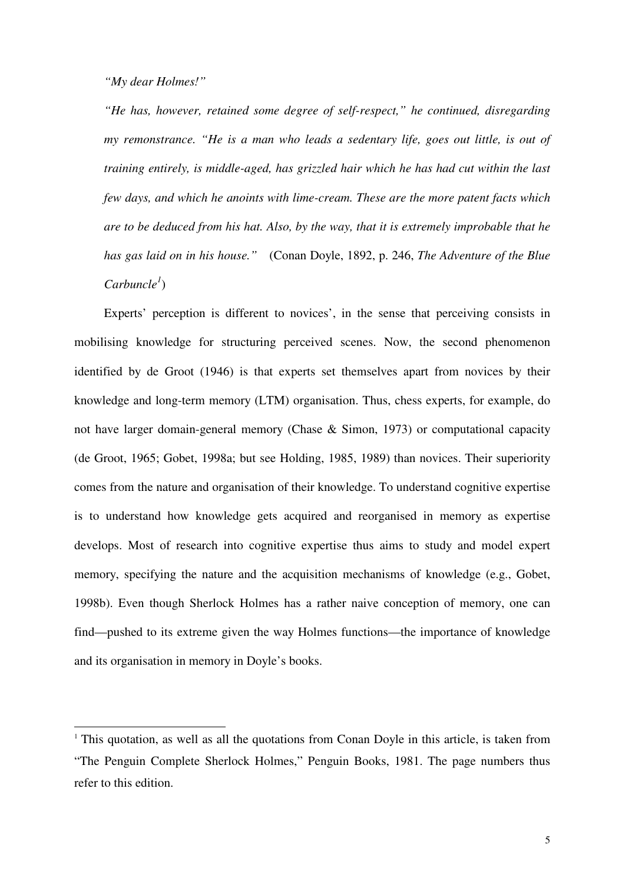*"My dear Holmes!"*

*"He has, however, retained some degree of self-respect," he continued, disregarding my remonstrance. "He is a man who leads a sedentary life, goes out little, is out of training entirely, is middle-aged, has grizzled hair which he has had cut within the last few days, and which he anoints with lime-cream. These are the more patent facts which are to be deduced from his hat. Also, by the way, that it is extremely improbable that he has gas laid on in his house."* (Conan Doyle, 1892, p. 246, *The Adventure of the Blue Carbuncle*[1])

Experts' perception is different to novices', in the sense that perceiving consists in mobilising knowledge for structuring perceived scenes. Now, the second phenomenon identified by de Groot (1946) is that experts set themselves apart from novices by their knowledge and long-term memory (LTM) organisation. Thus, chess experts, for example, do not have larger domain-general memory (Chase & Simon, 1973) or computational capacity (de Groot, 1965; Gobet, 1998a; but see Holding, 1985, 1989) than novices. Their superiority comes from the nature and organisation of their knowledge. To understand cognitive expertise is to understand how knowledge gets acquired and reorganised in memory as expertise develops. Most of research into cognitive expertise thus aims to study and model expert memory, specifying the nature and the acquisition mechanisms of knowledge (e.g., Gobet, 1998b). Even though Sherlock Holmes has a rather naive conception of memory, one can find—pushed to its extreme given the way Holmes functions—the importance of knowledge and its organisation in memory in Doyle's books.

---

[1] This quotation, as well as all the quotations from Conan Doyle in this article, is taken from "The Penguin Complete Sherlock Holmes," Penguin Books, 1981. The page numbers thus refer to this edition.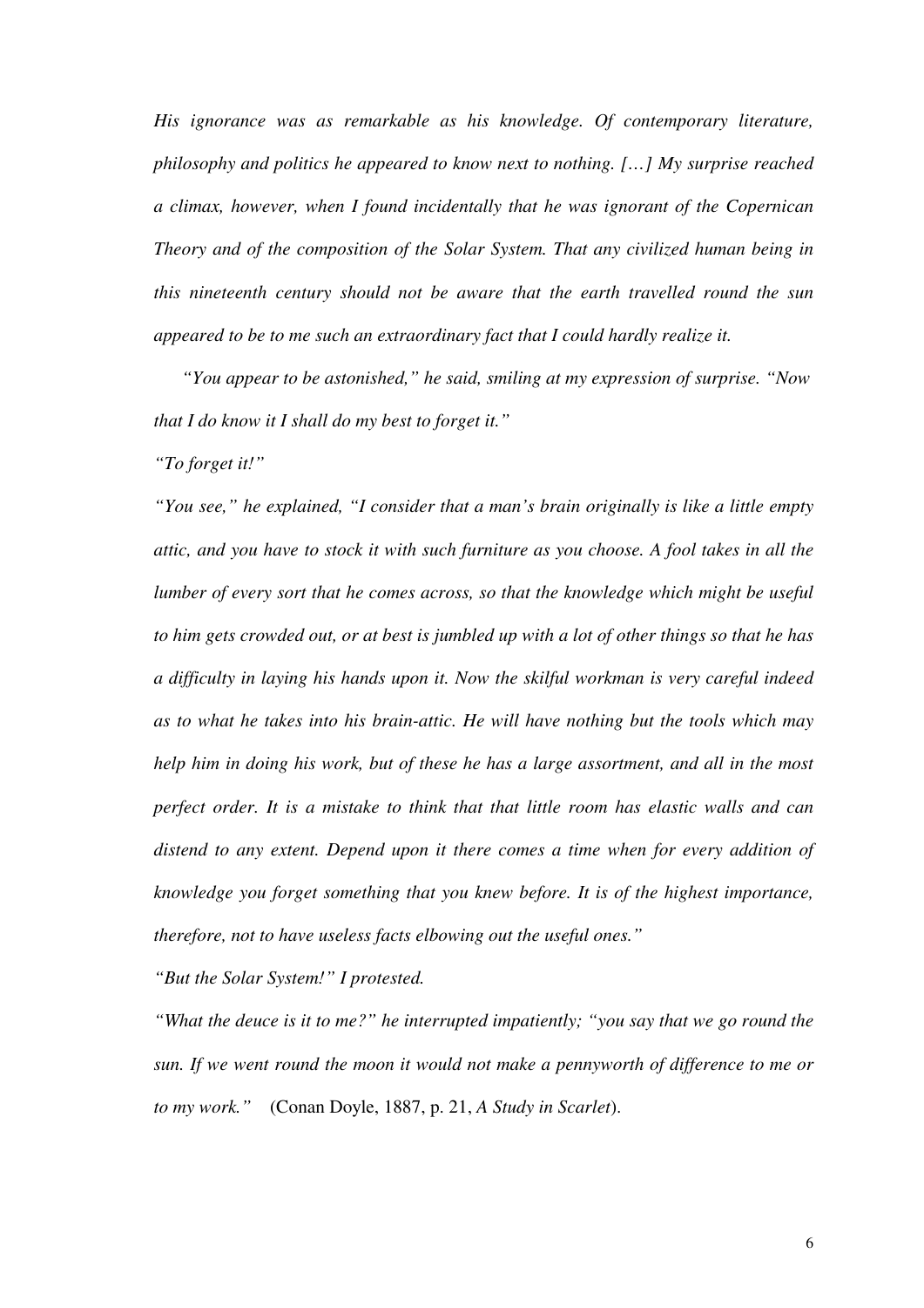*His ignorance was as remarkable as his knowledge. Of contemporary literature, philosophy and politics he appeared to know next to nothing. […] My surprise reached a climax, however, when I found incidentally that he was ignorant of the Copernican Theory and of the composition of the Solar System. That any civilized human being in this nineteenth century should not be aware that the earth travelled round the sun appeared to be to me such an extraordinary fact that I could hardly realize it.*

*"You appear to be astonished," he said, smiling at my expression of surprise. "Now that I do know it I shall do my best to forget it."*

*"To forget it!"*

*"You see," he explained, "I consider that a man's brain originally is like a little empty attic, and you have to stock it with such furniture as you choose. A fool takes in all the lumber of every sort that he comes across, so that the knowledge which might be useful to him gets crowded out, or at best is jumbled up with a lot of other things so that he has a difficulty in laying his hands upon it. Now the skilful workman is very careful indeed as to what he takes into his brain-attic. He will have nothing but the tools which may help him in doing his work, but of these he has a large assortment, and all in the most perfect order. It is a mistake to think that that little room has elastic walls and can distend to any extent. Depend upon it there comes a time when for every addition of knowledge you forget something that you knew before. It is of the highest importance, therefore, not to have useless facts elbowing out the useful ones."*

*"But the Solar System!" I protested.*

*"What the deuce is it to me?" he interrupted impatiently; "you say that we go round the sun. If we went round the moon it would not make a pennyworth of difference to me or to my work."* (Conan Doyle, 1887, p. 21, *A Study in Scarlet*).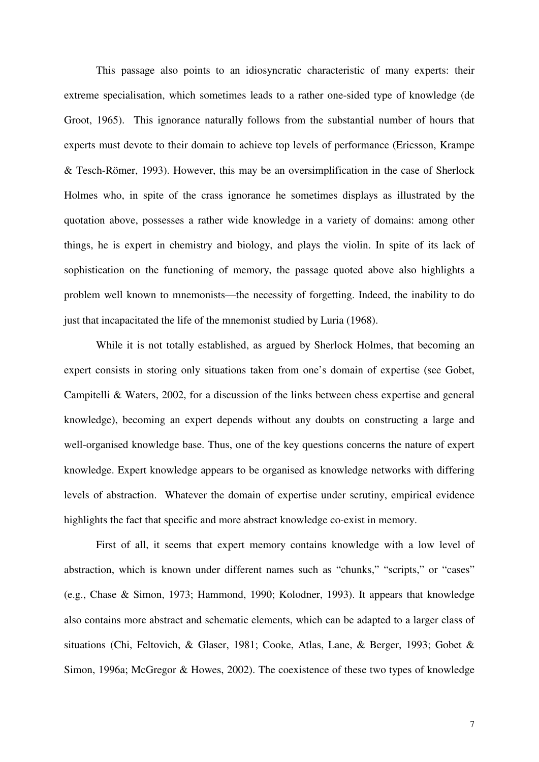This passage also points to an idiosyncratic characteristic of many experts: their extreme specialisation, which sometimes leads to a rather one-sided type of knowledge (de Groot, 1965). This ignorance naturally follows from the substantial number of hours that experts must devote to their domain to achieve top levels of performance (Ericsson, Krampe & Tesch-Römer, 1993). However, this may be an oversimplification in the case of Sherlock Holmes who, in spite of the crass ignorance he sometimes displays as illustrated by the quotation above, possesses a rather wide knowledge in a variety of domains: among other things, he is expert in chemistry and biology, and plays the violin. In spite of its lack of sophistication on the functioning of memory, the passage quoted above also highlights a problem well known to mnemonists—the necessity of forgetting. Indeed, the inability to do just that incapacitated the life of the mnemonist studied by Luria (1968).

While it is not totally established, as argued by Sherlock Holmes, that becoming an expert consists in storing only situations taken from one's domain of expertise (see Gobet, Campitelli & Waters, 2002, for a discussion of the links between chess expertise and general knowledge), becoming an expert depends without any doubts on constructing a large and well-organised knowledge base. Thus, one of the key questions concerns the nature of expert knowledge. Expert knowledge appears to be organised as knowledge networks with differing levels of abstraction. Whatever the domain of expertise under scrutiny, empirical evidence highlights the fact that specific and more abstract knowledge co-exist in memory.

First of all, it seems that expert memory contains knowledge with a low level of abstraction, which is known under different names such as "chunks," "scripts," or "cases" (e.g., Chase & Simon, 1973; Hammond, 1990; Kolodner, 1993). It appears that knowledge also contains more abstract and schematic elements, which can be adapted to a larger class of situations (Chi, Feltovich, & Glaser, 1981; Cooke, Atlas, Lane, & Berger, 1993; Gobet & Simon, 1996a; McGregor & Howes, 2002). The coexistence of these two types of knowledge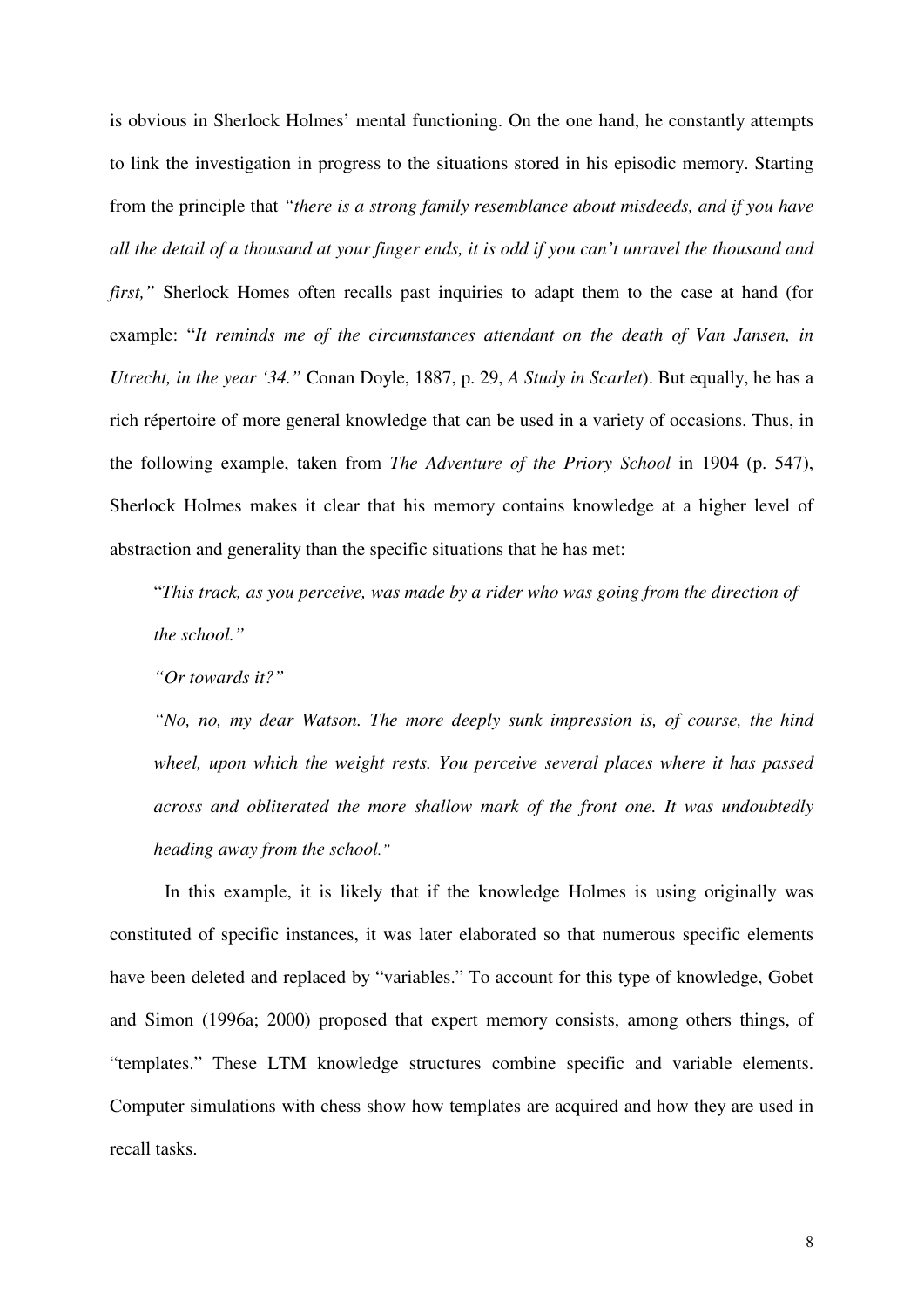is obvious in Sherlock Holmes' mental functioning. On the one hand, he constantly attempts to link the investigation in progress to the situations stored in his episodic memory. Starting from the principle that *"there is a strong family resemblance about misdeeds, and if you have all the detail of a thousand at your finger ends, it is odd if you can't unravel the thousand and first,"* Sherlock Homes often recalls past inquiries to adapt them to the case at hand (for example: "*It reminds me of the circumstances attendant on the death of Van Jansen, in Utrecht, in the year '34."* Conan Doyle, 1887, p. 29, *A Study in Scarlet*). But equally, he has a rich répertoire of more general knowledge that can be used in a variety of occasions. Thus, in the following example, taken from *The Adventure of the Priory School* in 1904 (p. 547), Sherlock Holmes makes it clear that his memory contains knowledge at a higher level of abstraction and generality than the specific situations that he has met:

> "*This track, as you perceive, was made by a rider who was going from the direction of the school."*
>
> *"Or towards it?"*
>
> *"No, no, my dear Watson. The more deeply sunk impression is, of course, the hind wheel, upon which the weight rests. You perceive several places where it has passed across and obliterated the more shallow mark of the front one. It was undoubtedly heading away from the school."*

In this example, it is likely that if the knowledge Holmes is using originally was constituted of specific instances, it was later elaborated so that numerous specific elements have been deleted and replaced by "variables." To account for this type of knowledge, Gobet and Simon (1996a; 2000) proposed that expert memory consists, among others things, of "templates." These LTM knowledge structures combine specific and variable elements. Computer simulations with chess show how templates are acquired and how they are used in recall tasks.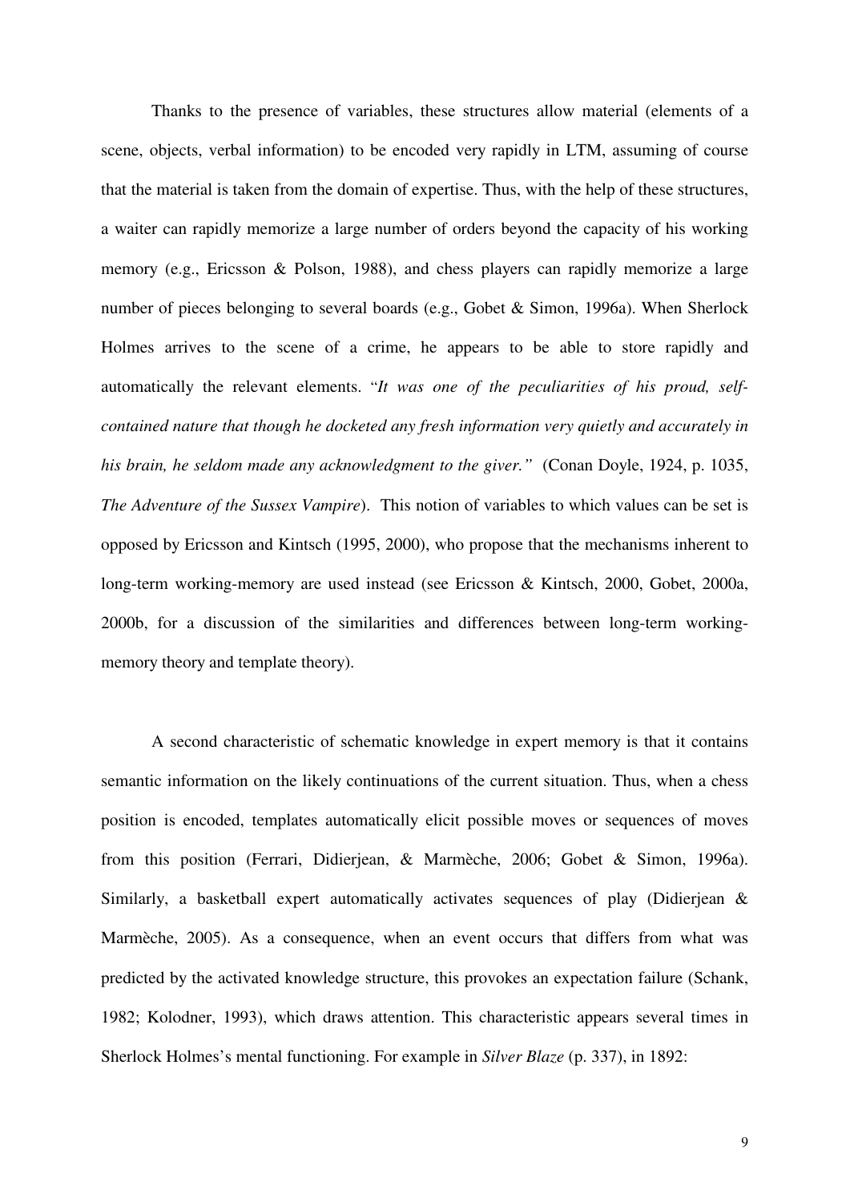Thanks to the presence of variables, these structures allow material (elements of a scene, objects, verbal information) to be encoded very rapidly in LTM, assuming of course that the material is taken from the domain of expertise. Thus, with the help of these structures, a waiter can rapidly memorize a large number of orders beyond the capacity of his working memory (e.g., Ericsson & Polson, 1988), and chess players can rapidly memorize a large number of pieces belonging to several boards (e.g., Gobet & Simon, 1996a). When Sherlock Holmes arrives to the scene of a crime, he appears to be able to store rapidly and automatically the relevant elements. "*It was one of the peculiarities of his proud, self-contained nature that though he docketed any fresh information very quietly and accurately in his brain, he seldom made any acknowledgment to the giver."* (Conan Doyle, 1924, p. 1035, *The Adventure of the Sussex Vampire*). This notion of variables to which values can be set is opposed by Ericsson and Kintsch (1995, 2000), who propose that the mechanisms inherent to long-term working-memory are used instead (see Ericsson & Kintsch, 2000, Gobet, 2000a, 2000b, for a discussion of the similarities and differences between long-term working-memory theory and template theory).

A second characteristic of schematic knowledge in expert memory is that it contains semantic information on the likely continuations of the current situation. Thus, when a chess position is encoded, templates automatically elicit possible moves or sequences of moves from this position (Ferrari, Didierjean, & Marmèche, 2006; Gobet & Simon, 1996a). Similarly, a basketball expert automatically activates sequences of play (Didierjean & Marmèche, 2005). As a consequence, when an event occurs that differs from what was predicted by the activated knowledge structure, this provokes an expectation failure (Schank, 1982; Kolodner, 1993), which draws attention. This characteristic appears several times in Sherlock Holmes's mental functioning. For example in *Silver Blaze* (p. 337), in 1892: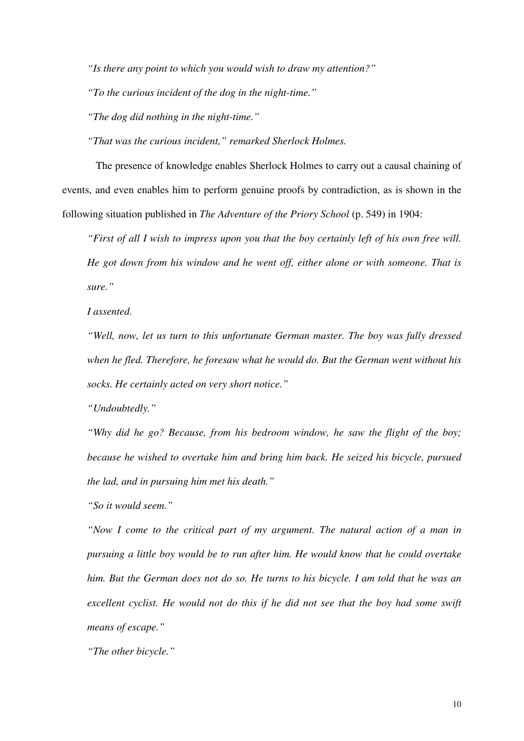*"Is there any point to which you would wish to draw my attention?"*

*"To the curious incident of the dog in the night-time."*

*"The dog did nothing in the night-time."*

*"That was the curious incident," remarked Sherlock Holmes.*

The presence of knowledge enables Sherlock Holmes to carry out a causal chaining of events, and even enables him to perform genuine proofs by contradiction, as is shown in the following situation published in *The Adventure of the Priory School* (p. 549) in 1904:

*"First of all I wish to impress upon you that the boy certainly left of his own free will. He got down from his window and he went off, either alone or with someone. That is sure."*

*I assented.*

*"Well, now, let us turn to this unfortunate German master. The boy was fully dressed when he fled. Therefore, he foresaw what he would do. But the German went without his socks. He certainly acted on very short notice."*

*"Undoubtedly."*

*"Why did he go? Because, from his bedroom window, he saw the flight of the boy; because he wished to overtake him and bring him back. He seized his bicycle, pursued the lad, and in pursuing him met his death."*

*"So it would seem."*

*"Now I come to the critical part of my argument. The natural action of a man in pursuing a little boy would be to run after him. He would know that he could overtake him. But the German does not do so. He turns to his bicycle. I am told that he was an excellent cyclist. He would not do this if he did not see that the boy had some swift means of escape."*

*"The other bicycle."*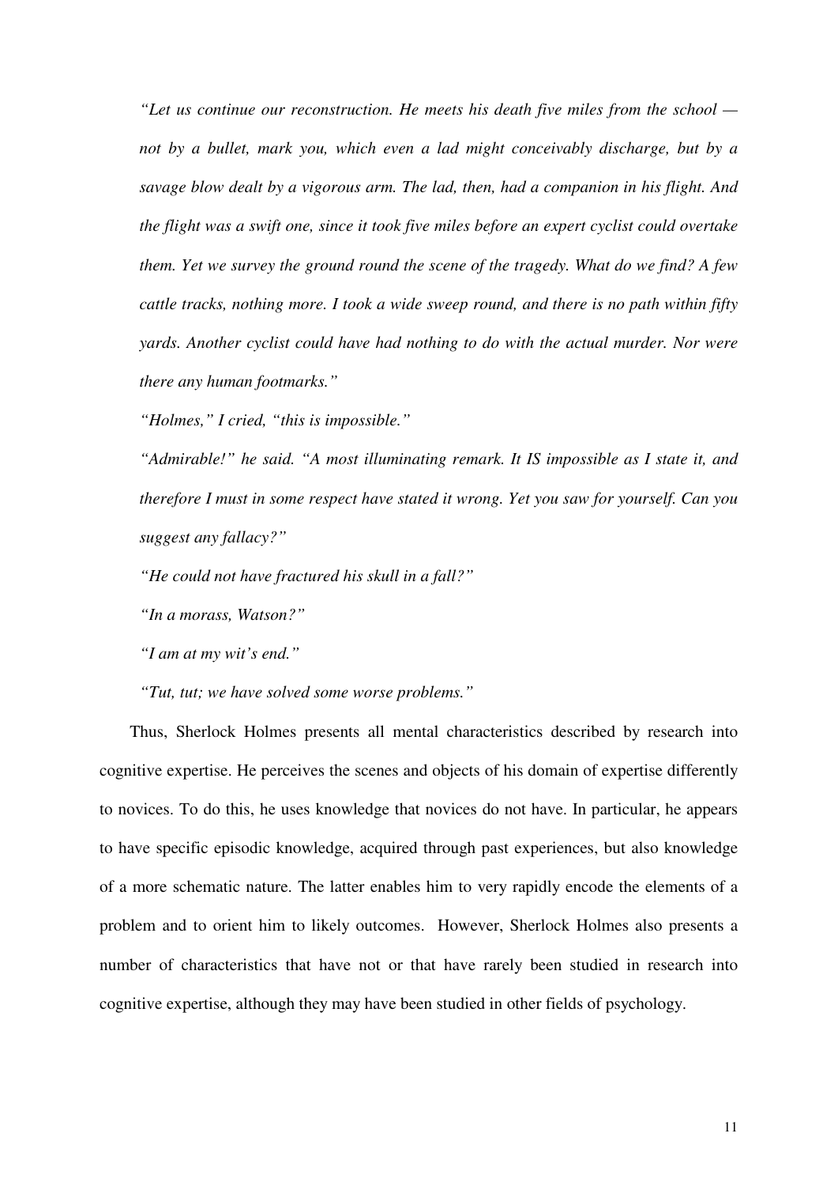*"Let us continue our reconstruction. He meets his death five miles from the school — not by a bullet, mark you, which even a lad might conceivably discharge, but by a savage blow dealt by a vigorous arm. The lad, then, had a companion in his flight. And the flight was a swift one, since it took five miles before an expert cyclist could overtake them. Yet we survey the ground round the scene of the tragedy. What do we find? A few cattle tracks, nothing more. I took a wide sweep round, and there is no path within fifty yards. Another cyclist could have had nothing to do with the actual murder. Nor were there any human footmarks."*

*"Holmes," I cried, "this is impossible."*

*"Admirable!" he said. "A most illuminating remark. It IS impossible as I state it, and therefore I must in some respect have stated it wrong. Yet you saw for yourself. Can you suggest any fallacy?"*

*"He could not have fractured his skull in a fall?"*

*"In a morass, Watson?"*

*"I am at my wit's end."*

*"Tut, tut; we have solved some worse problems."*

Thus, Sherlock Holmes presents all mental characteristics described by research into cognitive expertise. He perceives the scenes and objects of his domain of expertise differently to novices. To do this, he uses knowledge that novices do not have. In particular, he appears to have specific episodic knowledge, acquired through past experiences, but also knowledge of a more schematic nature. The latter enables him to very rapidly encode the elements of a problem and to orient him to likely outcomes. However, Sherlock Holmes also presents a number of characteristics that have not or that have rarely been studied in research into cognitive expertise, although they may have been studied in other fields of psychology.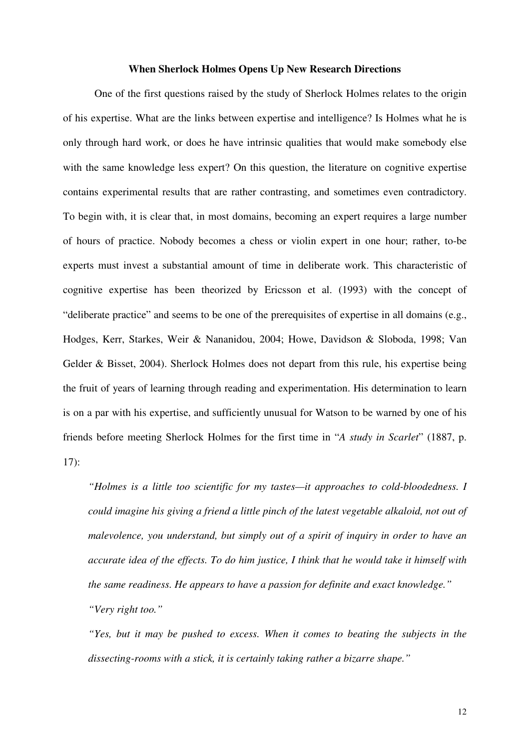**When Sherlock Holmes Opens Up New Research Directions**

One of the first questions raised by the study of Sherlock Holmes relates to the origin of his expertise. What are the links between expertise and intelligence? Is Holmes what he is only through hard work, or does he have intrinsic qualities that would make somebody else with the same knowledge less expert? On this question, the literature on cognitive expertise contains experimental results that are rather contrasting, and sometimes even contradictory. To begin with, it is clear that, in most domains, becoming an expert requires a large number of hours of practice. Nobody becomes a chess or violin expert in one hour; rather, to-be experts must invest a substantial amount of time in deliberate work. This characteristic of cognitive expertise has been theorized by Ericsson et al. (1993) with the concept of "deliberate practice" and seems to be one of the prerequisites of expertise in all domains (e.g., Hodges, Kerr, Starkes, Weir & Nananidou, 2004; Howe, Davidson & Sloboda, 1998; Van Gelder & Bisset, 2004). Sherlock Holmes does not depart from this rule, his expertise being the fruit of years of learning through reading and experimentation. His determination to learn is on a par with his expertise, and sufficiently unusual for Watson to be warned by one of his friends before meeting Sherlock Holmes for the first time in "*A study in Scarlet*" (1887, p. 17):

> *"Holmes is a little too scientific for my tastes—it approaches to cold-bloodedness. I could imagine his giving a friend a little pinch of the latest vegetable alkaloid, not out of malevolence, you understand, but simply out of a spirit of inquiry in order to have an accurate idea of the effects. To do him justice, I think that he would take it himself with the same readiness. He appears to have a passion for definite and exact knowledge."*
>
> *"Very right too."*
>
> *"Yes, but it may be pushed to excess. When it comes to beating the subjects in the dissecting-rooms with a stick, it is certainly taking rather a bizarre shape."*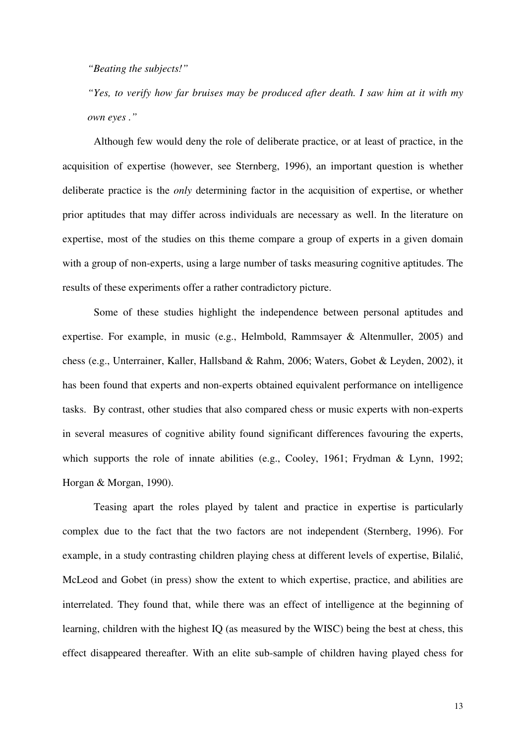*"Beating the subjects!"*

*"Yes, to verify how far bruises may be produced after death. I saw him at it with my own eyes ."*

Although few would deny the role of deliberate practice, or at least of practice, in the acquisition of expertise (however, see Sternberg, 1996), an important question is whether deliberate practice is the *only* determining factor in the acquisition of expertise, or whether prior aptitudes that may differ across individuals are necessary as well. In the literature on expertise, most of the studies on this theme compare a group of experts in a given domain with a group of non-experts, using a large number of tasks measuring cognitive aptitudes. The results of these experiments offer a rather contradictory picture.

Some of these studies highlight the independence between personal aptitudes and expertise. For example, in music (e.g., Helmbold, Rammsayer & Altenmuller, 2005) and chess (e.g., Unterrainer, Kaller, Hallsband & Rahm, 2006; Waters, Gobet & Leyden, 2002), it has been found that experts and non-experts obtained equivalent performance on intelligence tasks. By contrast, other studies that also compared chess or music experts with non-experts in several measures of cognitive ability found significant differences favouring the experts, which supports the role of innate abilities (e.g., Cooley, 1961; Frydman & Lynn, 1992; Horgan & Morgan, 1990).

Teasing apart the roles played by talent and practice in expertise is particularly complex due to the fact that the two factors are not independent (Sternberg, 1996). For example, in a study contrasting children playing chess at different levels of expertise, Bilalić, McLeod and Gobet (in press) show the extent to which expertise, practice, and abilities are interrelated. They found that, while there was an effect of intelligence at the beginning of learning, children with the highest IQ (as measured by the WISC) being the best at chess, this effect disappeared thereafter. With an elite sub-sample of children having played chess for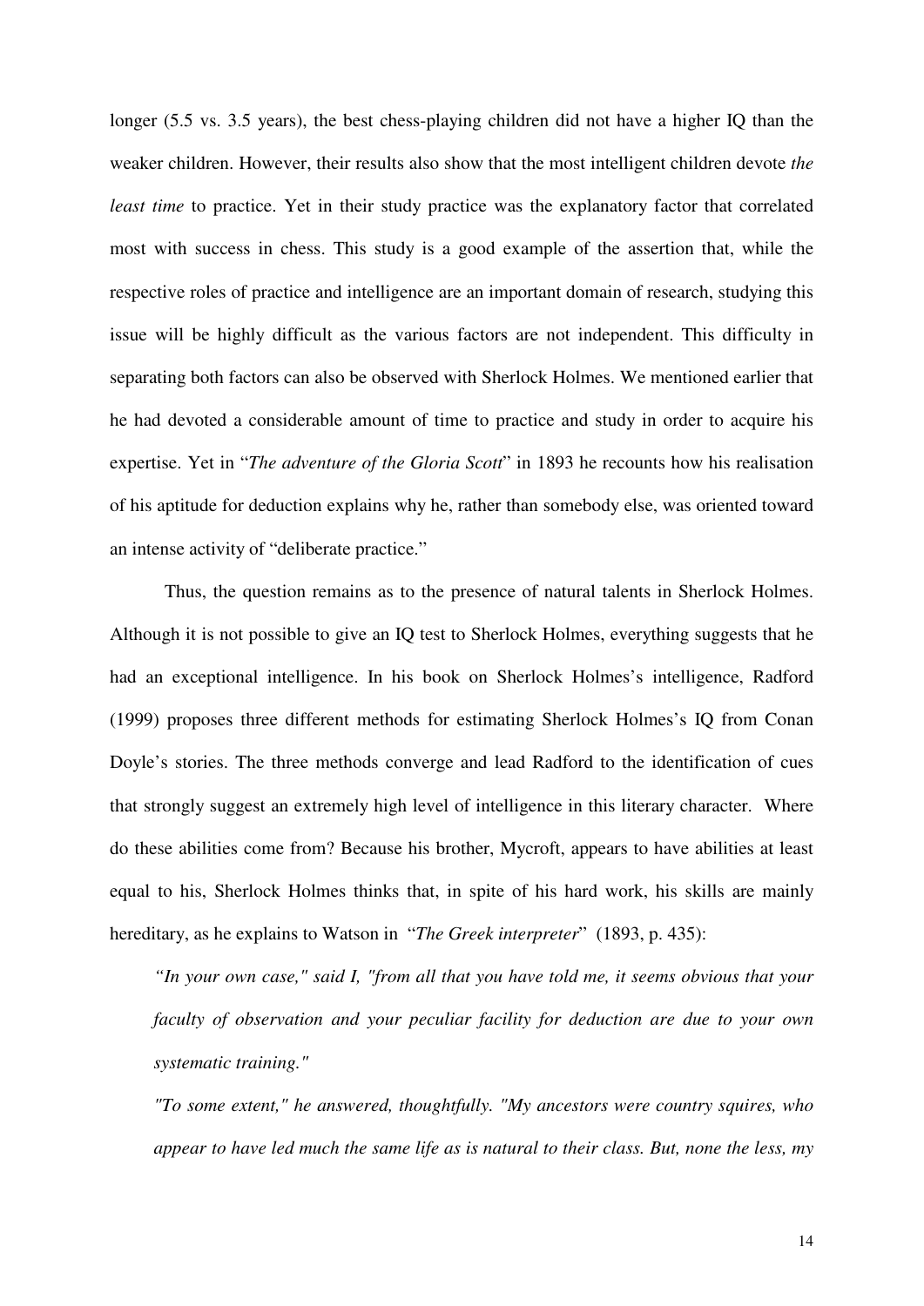longer (5.5 vs. 3.5 years), the best chess-playing children did not have a higher IQ than the weaker children. However, their results also show that the most intelligent children devote *the least time* to practice. Yet in their study practice was the explanatory factor that correlated most with success in chess. This study is a good example of the assertion that, while the respective roles of practice and intelligence are an important domain of research, studying this issue will be highly difficult as the various factors are not independent. This difficulty in separating both factors can also be observed with Sherlock Holmes. We mentioned earlier that he had devoted a considerable amount of time to practice and study in order to acquire his expertise. Yet in "*The adventure of the Gloria Scott*" in 1893 he recounts how his realisation of his aptitude for deduction explains why he, rather than somebody else, was oriented toward an intense activity of "deliberate practice."

Thus, the question remains as to the presence of natural talents in Sherlock Holmes. Although it is not possible to give an IQ test to Sherlock Holmes, everything suggests that he had an exceptional intelligence. In his book on Sherlock Holmes's intelligence, Radford (1999) proposes three different methods for estimating Sherlock Holmes's IQ from Conan Doyle's stories. The three methods converge and lead Radford to the identification of cues that strongly suggest an extremely high level of intelligence in this literary character. Where do these abilities come from? Because his brother, Mycroft, appears to have abilities at least equal to his, Sherlock Holmes thinks that, in spite of his hard work, his skills are mainly hereditary, as he explains to Watson in "*The Greek interpreter*" (1893, p. 435):

> *"In your own case," said I, "from all that you have told me, it seems obvious that your faculty of observation and your peculiar facility for deduction are due to your own systematic training."*
>
> *"To some extent," he answered, thoughtfully. "My ancestors were country squires, who appear to have led much the same life as is natural to their class. But, none the less, my*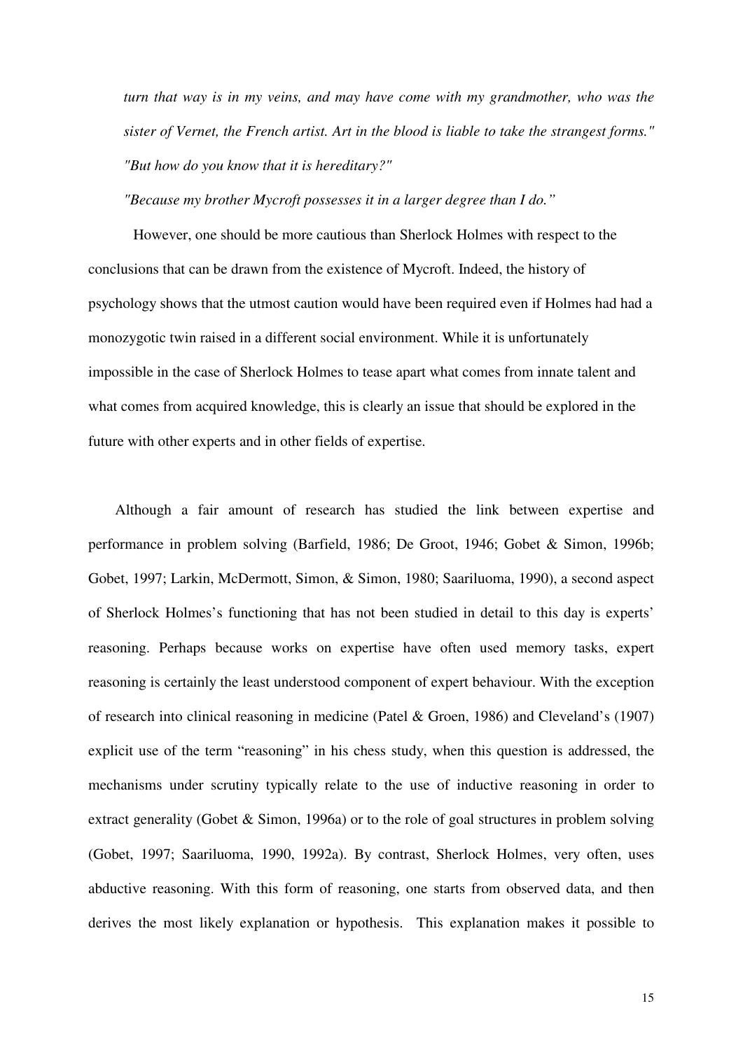*turn that way is in my veins, and may have come with my grandmother, who was the sister of Vernet, the French artist. Art in the blood is liable to take the strangest forms."*

*"But how do you know that it is hereditary?"*

*"Because my brother Mycroft possesses it in a larger degree than I do."*

However, one should be more cautious than Sherlock Holmes with respect to the conclusions that can be drawn from the existence of Mycroft. Indeed, the history of psychology shows that the utmost caution would have been required even if Holmes had had a monozygotic twin raised in a different social environment. While it is unfortunately impossible in the case of Sherlock Holmes to tease apart what comes from innate talent and what comes from acquired knowledge, this is clearly an issue that should be explored in the future with other experts and in other fields of expertise.

Although a fair amount of research has studied the link between expertise and performance in problem solving (Barfield, 1986; De Groot, 1946; Gobet & Simon, 1996b; Gobet, 1997; Larkin, McDermott, Simon, & Simon, 1980; Saariluoma, 1990), a second aspect of Sherlock Holmes's functioning that has not been studied in detail to this day is experts' reasoning. Perhaps because works on expertise have often used memory tasks, expert reasoning is certainly the least understood component of expert behaviour. With the exception of research into clinical reasoning in medicine (Patel & Groen, 1986) and Cleveland's (1907) explicit use of the term "reasoning" in his chess study, when this question is addressed, the mechanisms under scrutiny typically relate to the use of inductive reasoning in order to extract generality (Gobet & Simon, 1996a) or to the role of goal structures in problem solving (Gobet, 1997; Saariluoma, 1990, 1992a). By contrast, Sherlock Holmes, very often, uses abductive reasoning. With this form of reasoning, one starts from observed data, and then derives the most likely explanation or hypothesis. This explanation makes it possible to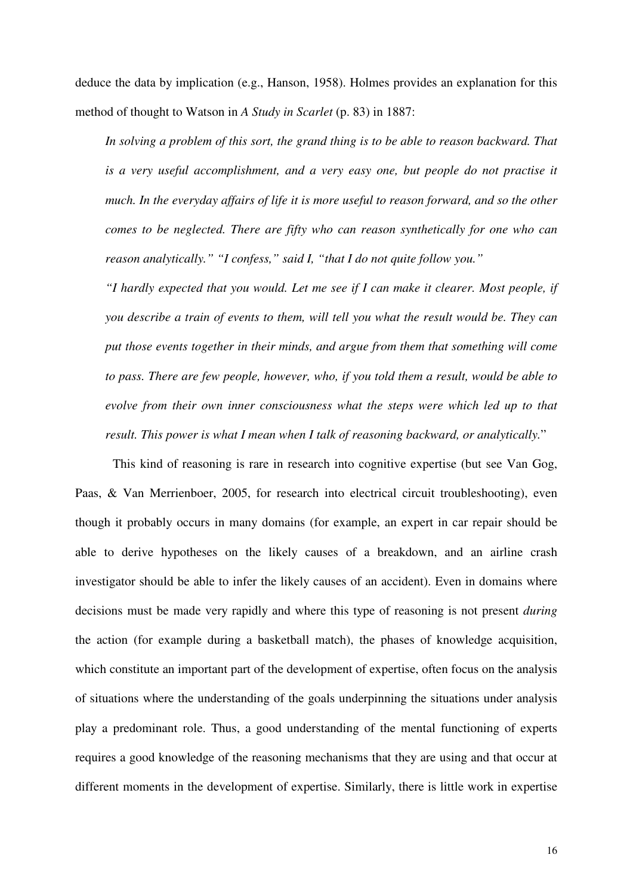deduce the data by implication (e.g., Hanson, 1958). Holmes provides an explanation for this method of thought to Watson in *A Study in Scarlet* (p. 83) in 1887:

> *In solving a problem of this sort, the grand thing is to be able to reason backward. That is a very useful accomplishment, and a very easy one, but people do not practise it much. In the everyday affairs of life it is more useful to reason forward, and so the other comes to be neglected. There are fifty who can reason synthetically for one who can reason analytically." "I confess," said I, "that I do not quite follow you."*
>
> *"I hardly expected that you would. Let me see if I can make it clearer. Most people, if you describe a train of events to them, will tell you what the result would be. They can put those events together in their minds, and argue from them that something will come to pass. There are few people, however, who, if you told them a result, would be able to evolve from their own inner consciousness what the steps were which led up to that result. This power is what I mean when I talk of reasoning backward, or analytically.*"

This kind of reasoning is rare in research into cognitive expertise (but see Van Gog, Paas, & Van Merrienboer, 2005, for research into electrical circuit troubleshooting), even though it probably occurs in many domains (for example, an expert in car repair should be able to derive hypotheses on the likely causes of a breakdown, and an airline crash investigator should be able to infer the likely causes of an accident). Even in domains where decisions must be made very rapidly and where this type of reasoning is not present *during* the action (for example during a basketball match), the phases of knowledge acquisition, which constitute an important part of the development of expertise, often focus on the analysis of situations where the understanding of the goals underpinning the situations under analysis play a predominant role. Thus, a good understanding of the mental functioning of experts requires a good knowledge of the reasoning mechanisms that they are using and that occur at different moments in the development of expertise. Similarly, there is little work in expertise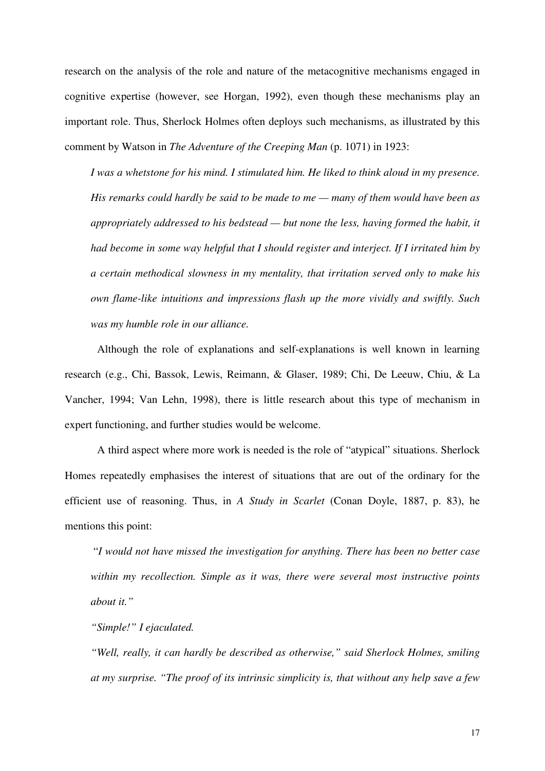research on the analysis of the role and nature of the metacognitive mechanisms engaged in cognitive expertise (however, see Horgan, 1992), even though these mechanisms play an important role. Thus, Sherlock Holmes often deploys such mechanisms, as illustrated by this comment by Watson in *The Adventure of the Creeping Man* (p. 1071) in 1923:

> *I was a whetstone for his mind. I stimulated him. He liked to think aloud in my presence. His remarks could hardly be said to be made to me — many of them would have been as appropriately addressed to his bedstead — but none the less, having formed the habit, it had become in some way helpful that I should register and interject. If I irritated him by a certain methodical slowness in my mentality, that irritation served only to make his own flame-like intuitions and impressions flash up the more vividly and swiftly. Such was my humble role in our alliance.*

Although the role of explanations and self-explanations is well known in learning research (e.g., Chi, Bassok, Lewis, Reimann, & Glaser, 1989; Chi, De Leeuw, Chiu, & La Vancher, 1994; Van Lehn, 1998), there is little research about this type of mechanism in expert functioning, and further studies would be welcome.

A third aspect where more work is needed is the role of "atypical" situations. Sherlock Homes repeatedly emphasises the interest of situations that are out of the ordinary for the efficient use of reasoning. Thus, in *A Study in Scarlet* (Conan Doyle, 1887, p. 83), he mentions this point:

> "*I would not have missed the investigation for anything. There has been no better case within my recollection. Simple as it was, there were several most instructive points about it."*
>
> *"Simple!" I ejaculated.*
>
> *"Well, really, it can hardly be described as otherwise," said Sherlock Holmes, smiling at my surprise. "The proof of its intrinsic simplicity is, that without any help save a few*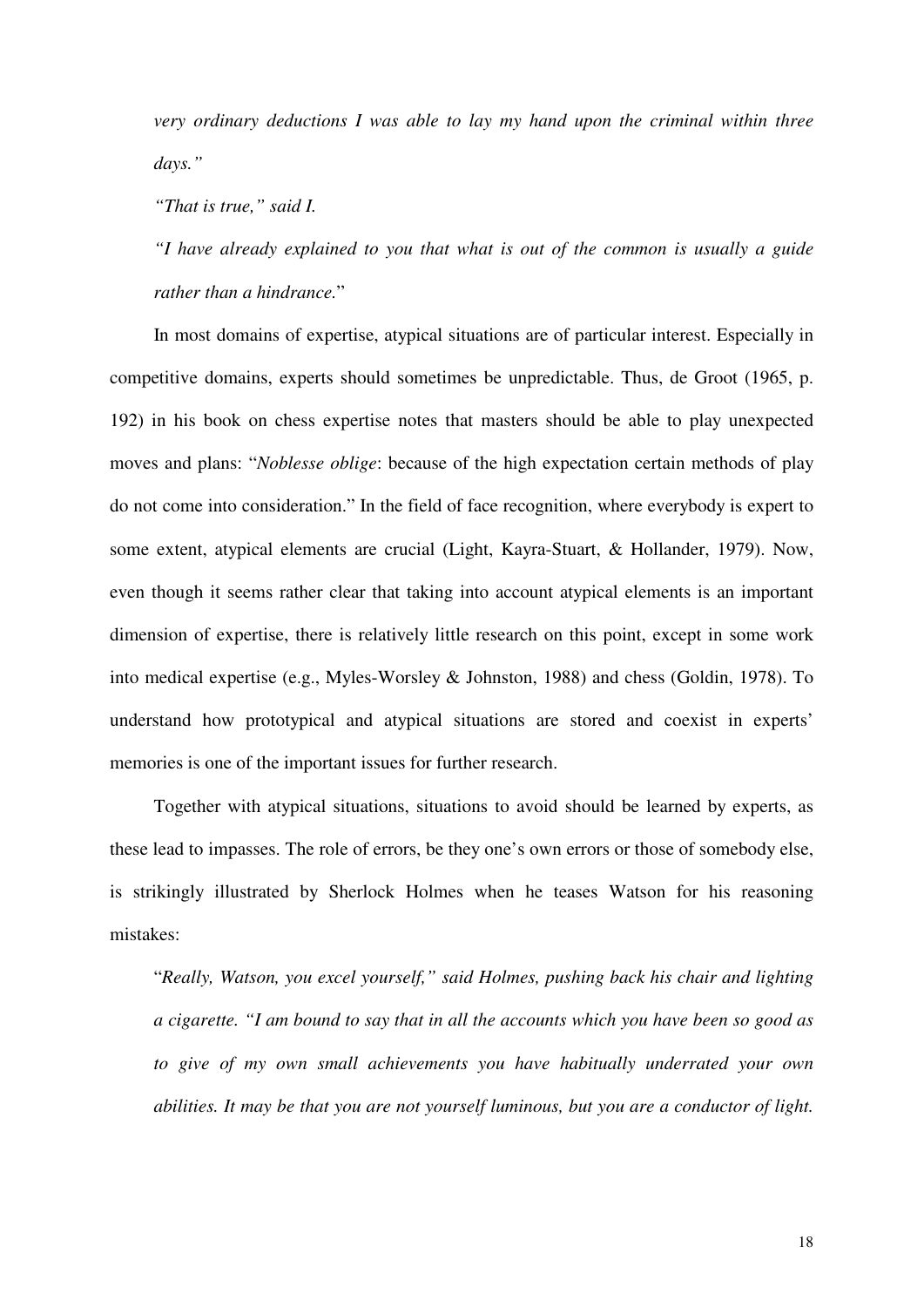*very ordinary deductions I was able to lay my hand upon the criminal within three days."*

*"That is true," said I.*

*"I have already explained to you that what is out of the common is usually a guide rather than a hindrance.*"

In most domains of expertise, atypical situations are of particular interest. Especially in competitive domains, experts should sometimes be unpredictable. Thus, de Groot (1965, p. 192) in his book on chess expertise notes that masters should be able to play unexpected moves and plans: "*Noblesse oblige*: because of the high expectation certain methods of play do not come into consideration." In the field of face recognition, where everybody is expert to some extent, atypical elements are crucial (Light, Kayra-Stuart, & Hollander, 1979). Now, even though it seems rather clear that taking into account atypical elements is an important dimension of expertise, there is relatively little research on this point, except in some work into medical expertise (e.g., Myles-Worsley & Johnston, 1988) and chess (Goldin, 1978). To understand how prototypical and atypical situations are stored and coexist in experts' memories is one of the important issues for further research.

Together with atypical situations, situations to avoid should be learned by experts, as these lead to impasses. The role of errors, be they one's own errors or those of somebody else, is strikingly illustrated by Sherlock Holmes when he teases Watson for his reasoning mistakes:

"*Really, Watson, you excel yourself," said Holmes, pushing back his chair and lighting a cigarette. "I am bound to say that in all the accounts which you have been so good as to give of my own small achievements you have habitually underrated your own abilities. It may be that you are not yourself luminous, but you are a conductor of light.*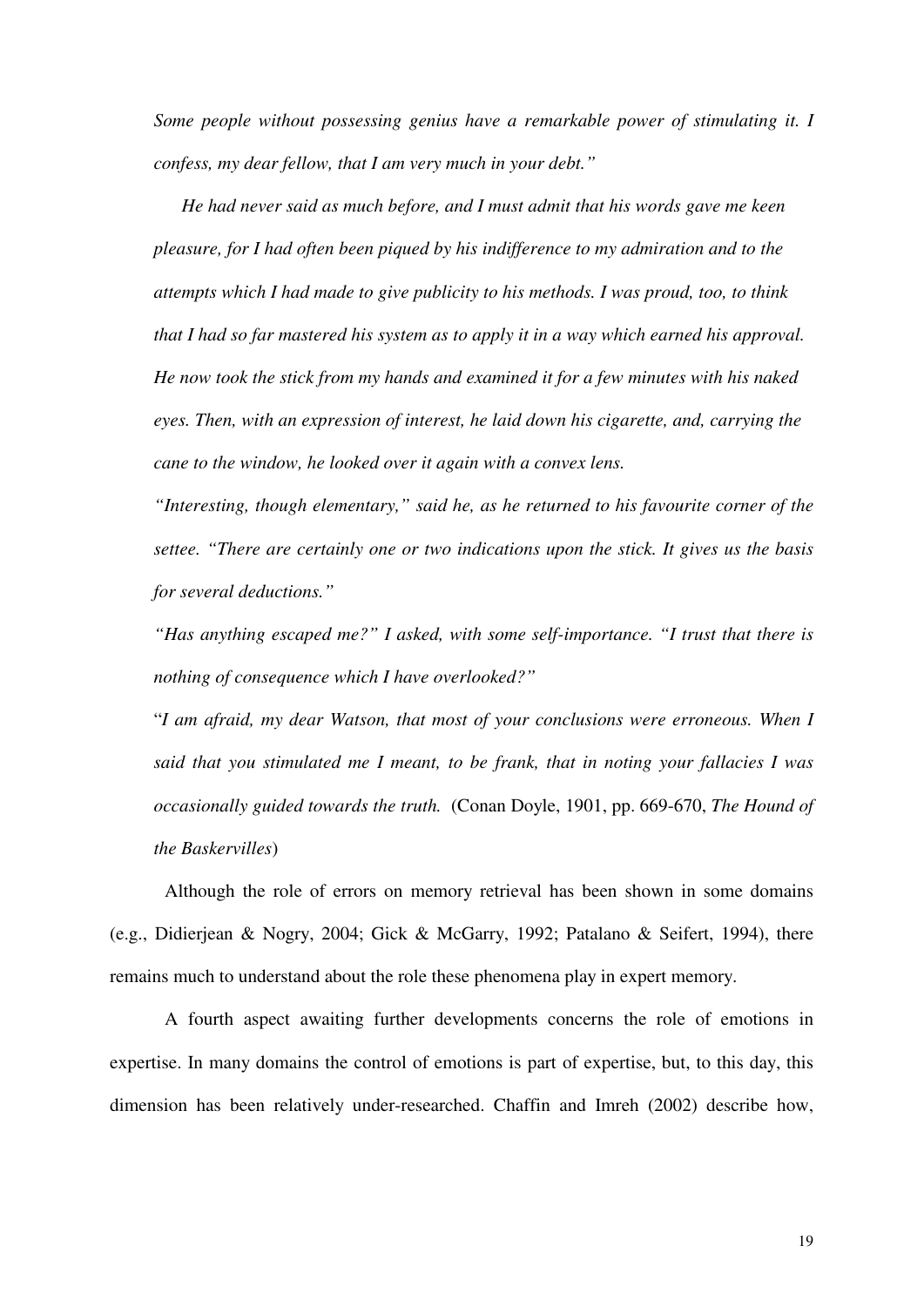*Some people without possessing genius have a remarkable power of stimulating it. I confess, my dear fellow, that I am very much in your debt."*

*He had never said as much before, and I must admit that his words gave me keen pleasure, for I had often been piqued by his indifference to my admiration and to the attempts which I had made to give publicity to his methods. I was proud, too, to think that I had so far mastered his system as to apply it in a way which earned his approval. He now took the stick from my hands and examined it for a few minutes with his naked eyes. Then, with an expression of interest, he laid down his cigarette, and, carrying the cane to the window, he looked over it again with a convex lens.*

*"Interesting, though elementary," said he, as he returned to his favourite corner of the settee. "There are certainly one or two indications upon the stick. It gives us the basis for several deductions."*

*"Has anything escaped me?" I asked, with some self-importance. "I trust that there is nothing of consequence which I have overlooked?"*

"*I am afraid, my dear Watson, that most of your conclusions were erroneous. When I said that you stimulated me I meant, to be frank, that in noting your fallacies I was occasionally guided towards the truth.* (Conan Doyle, 1901, pp. 669-670, *The Hound of the Baskervilles*)

Although the role of errors on memory retrieval has been shown in some domains (e.g., Didierjean & Nogry, 2004; Gick & McGarry, 1992; Patalano & Seifert, 1994), there remains much to understand about the role these phenomena play in expert memory.

A fourth aspect awaiting further developments concerns the role of emotions in expertise. In many domains the control of emotions is part of expertise, but, to this day, this dimension has been relatively under-researched. Chaffin and Imreh (2002) describe how,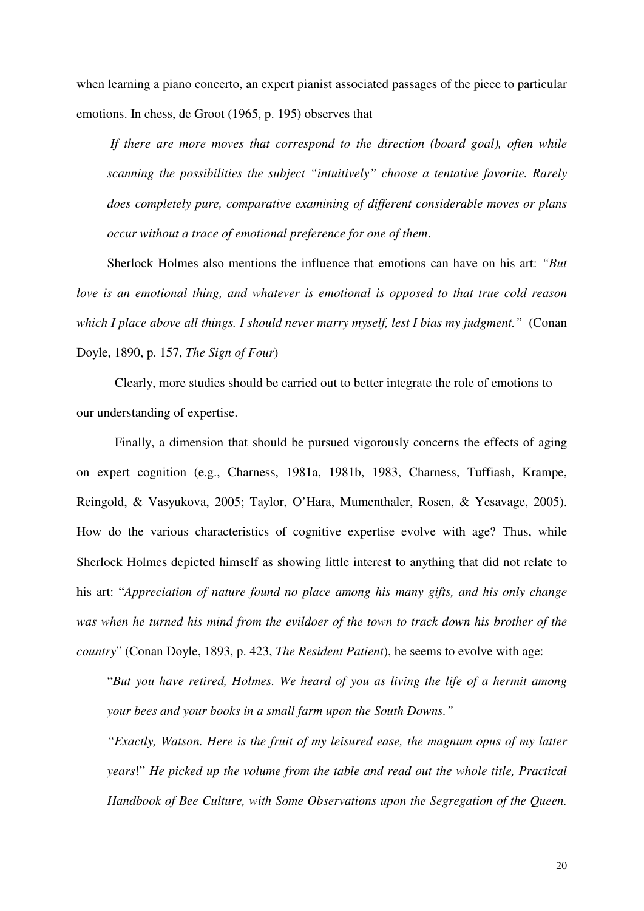when learning a piano concerto, an expert pianist associated passages of the piece to particular emotions. In chess, de Groot (1965, p. 195) observes that

> *If there are more moves that correspond to the direction (board goal), often while scanning the possibilities the subject "intuitively" choose a tentative favorite. Rarely does completely pure, comparative examining of different considerable moves or plans occur without a trace of emotional preference for one of them.*

Sherlock Holmes also mentions the influence that emotions can have on his art: *"But love is an emotional thing, and whatever is emotional is opposed to that true cold reason which I place above all things. I should never marry myself, lest I bias my judgment."* (Conan Doyle, 1890, p. 157, *The Sign of Four*)

Clearly, more studies should be carried out to better integrate the role of emotions to our understanding of expertise.

Finally, a dimension that should be pursued vigorously concerns the effects of aging on expert cognition (e.g., Charness, 1981a, 1981b, 1983, Charness, Tuffiash, Krampe, Reingold, & Vasyukova, 2005; Taylor, O'Hara, Mumenthaler, Rosen, & Yesavage, 2005). How do the various characteristics of cognitive expertise evolve with age? Thus, while Sherlock Holmes depicted himself as showing little interest to anything that did not relate to his art: "*Appreciation of nature found no place among his many gifts, and his only change was when he turned his mind from the evildoer of the town to track down his brother of the country*" (Conan Doyle, 1893, p. 423, *The Resident Patient*), he seems to evolve with age:

> "*But you have retired, Holmes. We heard of you as living the life of a hermit among your bees and your books in a small farm upon the South Downs."*
>
> *"Exactly, Watson. Here is the fruit of my leisured ease, the magnum opus of my latter years*!" *He picked up the volume from the table and read out the whole title, Practical Handbook of Bee Culture, with Some Observations upon the Segregation of the Queen.*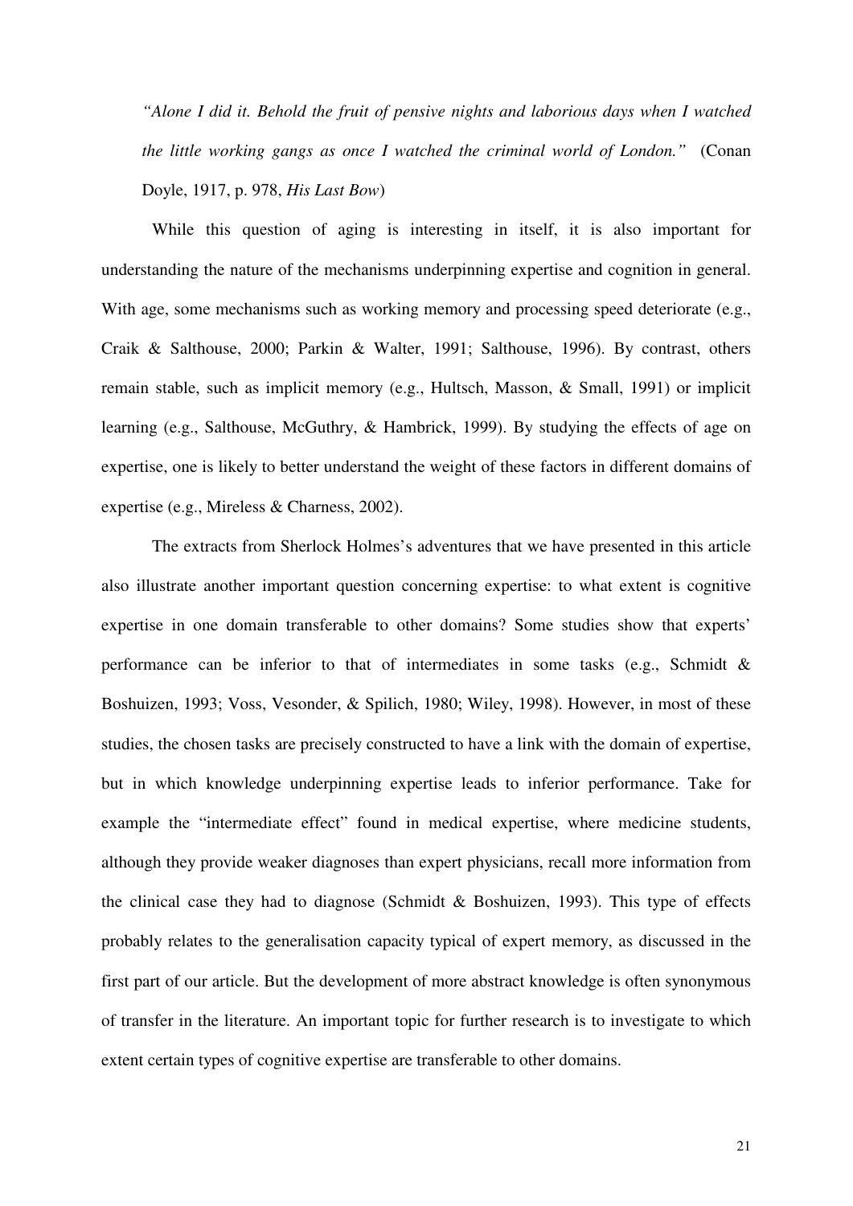*"Alone I did it. Behold the fruit of pensive nights and laborious days when I watched the little working gangs as once I watched the criminal world of London."* (Conan Doyle, 1917, p. 978, *His Last Bow*)

While this question of aging is interesting in itself, it is also important for understanding the nature of the mechanisms underpinning expertise and cognition in general. With age, some mechanisms such as working memory and processing speed deteriorate (e.g., Craik & Salthouse, 2000; Parkin & Walter, 1991; Salthouse, 1996). By contrast, others remain stable, such as implicit memory (e.g., Hultsch, Masson, & Small, 1991) or implicit learning (e.g., Salthouse, McGuthry, & Hambrick, 1999). By studying the effects of age on expertise, one is likely to better understand the weight of these factors in different domains of expertise (e.g., Mireless & Charness, 2002).

The extracts from Sherlock Holmes's adventures that we have presented in this article also illustrate another important question concerning expertise: to what extent is cognitive expertise in one domain transferable to other domains? Some studies show that experts' performance can be inferior to that of intermediates in some tasks (e.g., Schmidt & Boshuizen, 1993; Voss, Vesonder, & Spilich, 1980; Wiley, 1998). However, in most of these studies, the chosen tasks are precisely constructed to have a link with the domain of expertise, but in which knowledge underpinning expertise leads to inferior performance. Take for example the "intermediate effect" found in medical expertise, where medicine students, although they provide weaker diagnoses than expert physicians, recall more information from the clinical case they had to diagnose (Schmidt & Boshuizen, 1993). This type of effects probably relates to the generalisation capacity typical of expert memory, as discussed in the first part of our article. But the development of more abstract knowledge is often synonymous of transfer in the literature. An important topic for further research is to investigate to which extent certain types of cognitive expertise are transferable to other domains.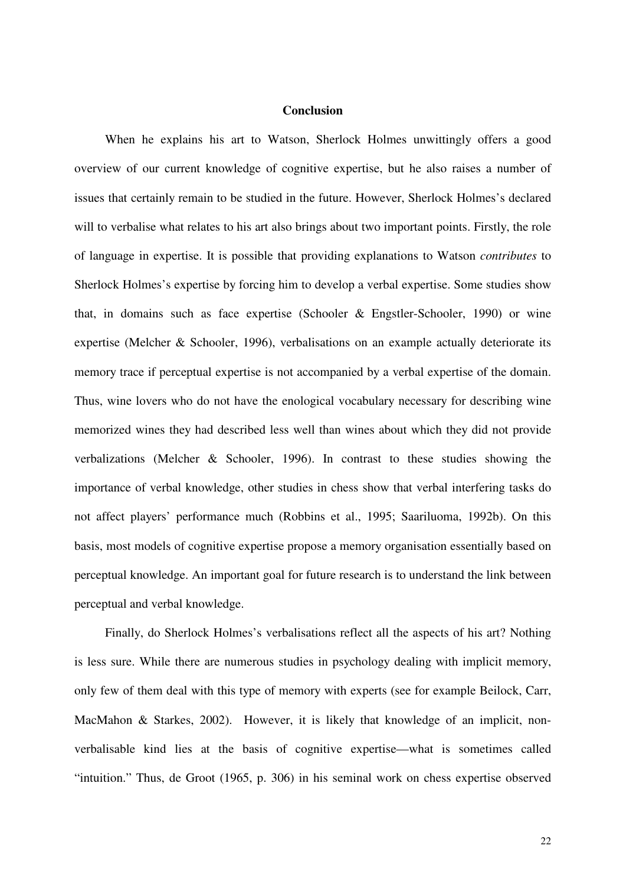## Conclusion

When he explains his art to Watson, Sherlock Holmes unwittingly offers a good overview of our current knowledge of cognitive expertise, but he also raises a number of issues that certainly remain to be studied in the future. However, Sherlock Holmes's declared will to verbalise what relates to his art also brings about two important points. Firstly, the role of language in expertise. It is possible that providing explanations to Watson *contributes* to Sherlock Holmes's expertise by forcing him to develop a verbal expertise. Some studies show that, in domains such as face expertise (Schooler & Engstler-Schooler, 1990) or wine expertise (Melcher & Schooler, 1996), verbalisations on an example actually deteriorate its memory trace if perceptual expertise is not accompanied by a verbal expertise of the domain. Thus, wine lovers who do not have the enological vocabulary necessary for describing wine memorized wines they had described less well than wines about which they did not provide verbalizations (Melcher & Schooler, 1996). In contrast to these studies showing the importance of verbal knowledge, other studies in chess show that verbal interfering tasks do not affect players' performance much (Robbins et al., 1995; Saariluoma, 1992b). On this basis, most models of cognitive expertise propose a memory organisation essentially based on perceptual knowledge. An important goal for future research is to understand the link between perceptual and verbal knowledge.

Finally, do Sherlock Holmes's verbalisations reflect all the aspects of his art? Nothing is less sure. While there are numerous studies in psychology dealing with implicit memory, only few of them deal with this type of memory with experts (see for example Beilock, Carr, MacMahon & Starkes, 2002). However, it is likely that knowledge of an implicit, non-verbalisable kind lies at the basis of cognitive expertise—what is sometimes called "intuition." Thus, de Groot (1965, p. 306) in his seminal work on chess expertise observed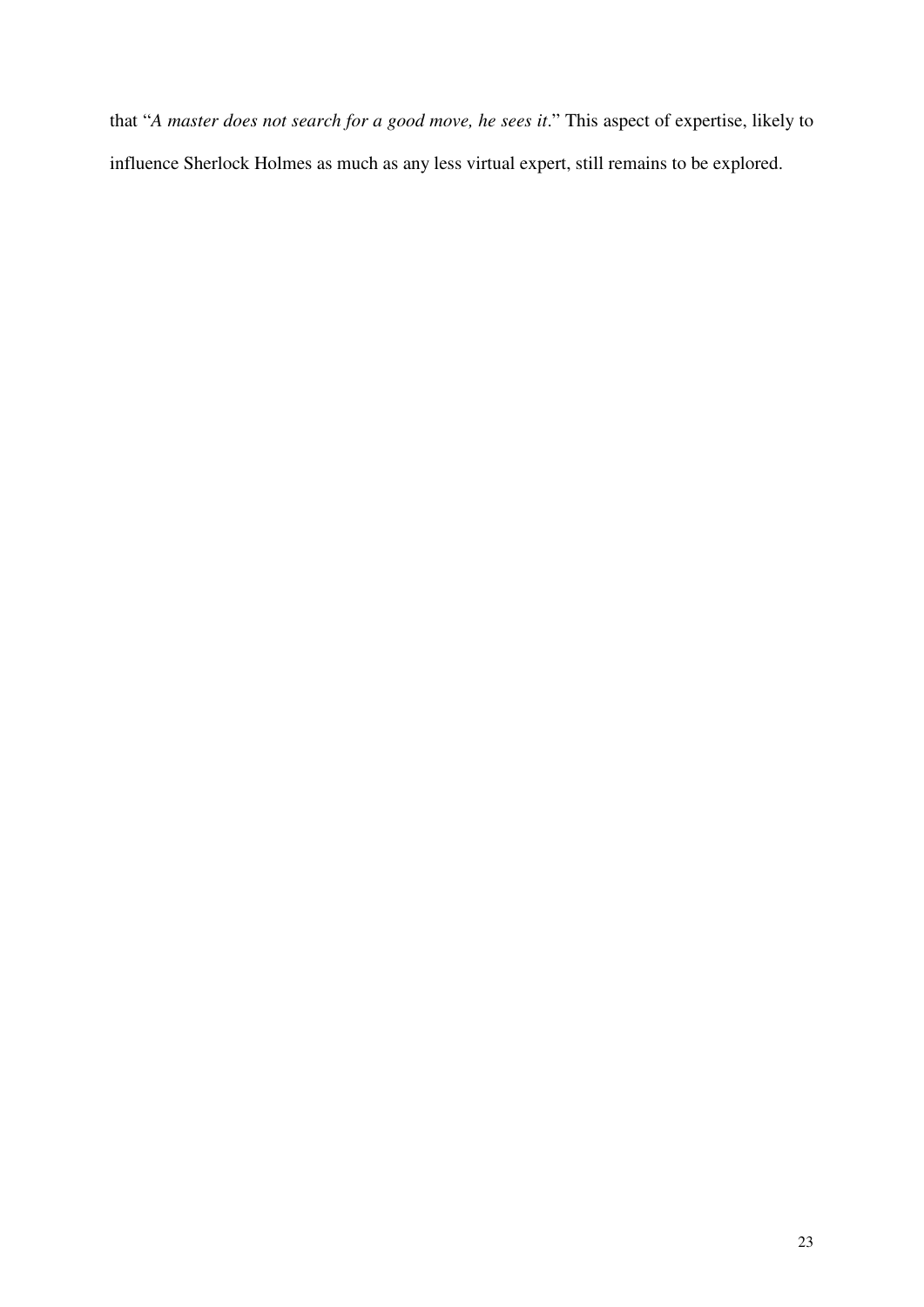that "*A master does not search for a good move, he sees it*." This aspect of expertise, likely to influence Sherlock Holmes as much as any less virtual expert, still remains to be explored.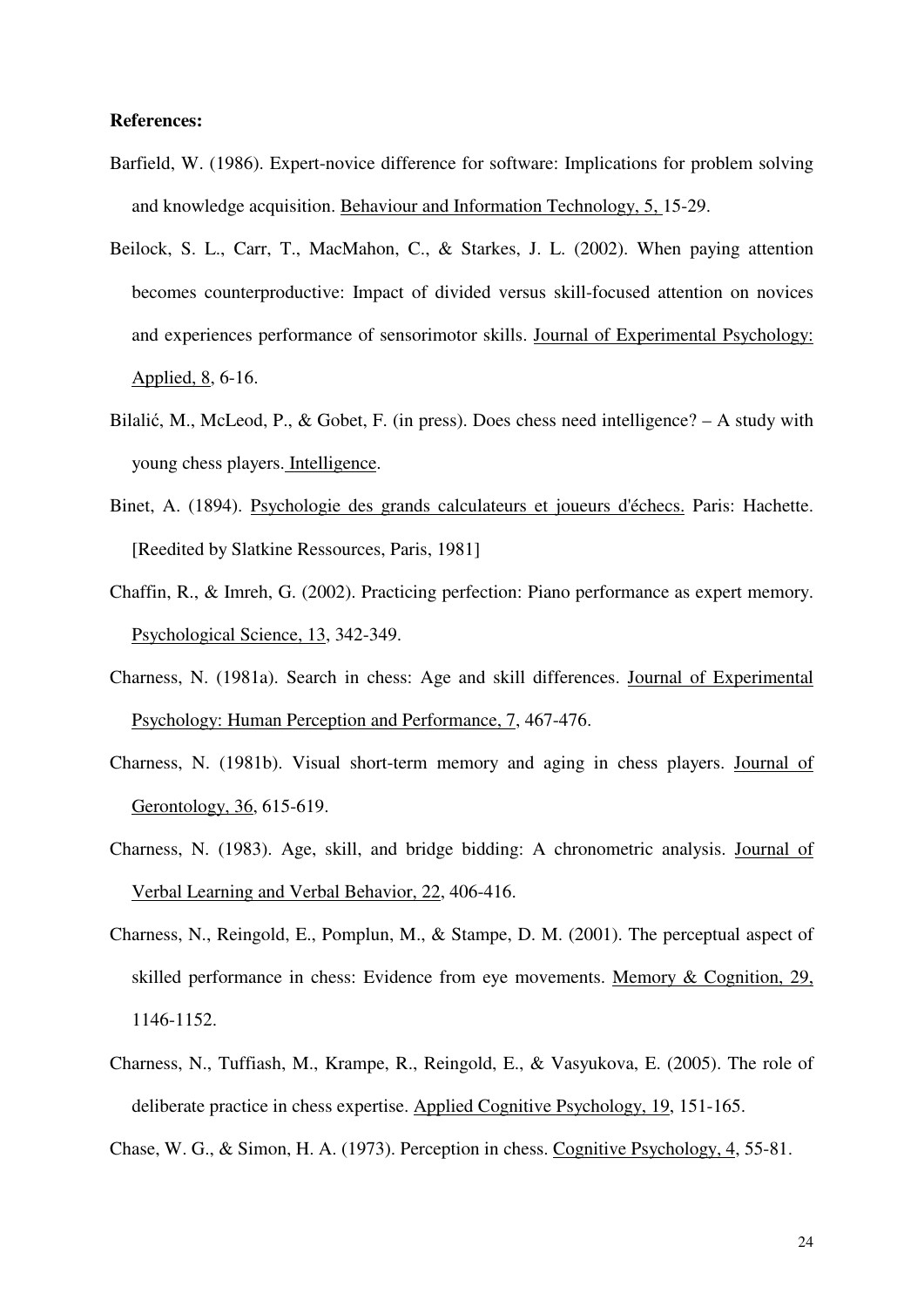**References:**

Barfield, W. (1986). Expert-novice difference for software: Implications for problem solving and knowledge acquisition. Behaviour and Information Technology, 5, 15-29.

Beilock, S. L., Carr, T., MacMahon, C., & Starkes, J. L. (2002). When paying attention becomes counterproductive: Impact of divided versus skill-focused attention on novices and experiences performance of sensorimotor skills. Journal of Experimental Psychology: Applied, 8, 6-16.

Bilalić, M., McLeod, P., & Gobet, F. (in press). Does chess need intelligence? – A study with young chess players. Intelligence.

Binet, A. (1894). Psychologie des grands calculateurs et joueurs d'échecs. Paris: Hachette. [Reedited by Slatkine Ressources, Paris, 1981]

Chaffin, R., & Imreh, G. (2002). Practicing perfection: Piano performance as expert memory. Psychological Science, 13, 342-349.

Charness, N. (1981a). Search in chess: Age and skill differences. Journal of Experimental Psychology: Human Perception and Performance, 7, 467-476.

Charness, N. (1981b). Visual short-term memory and aging in chess players. Journal of Gerontology, 36, 615-619.

Charness, N. (1983). Age, skill, and bridge bidding: A chronometric analysis. Journal of Verbal Learning and Verbal Behavior, 22, 406-416.

Charness, N., Reingold, E., Pomplun, M., & Stampe, D. M. (2001). The perceptual aspect of skilled performance in chess: Evidence from eye movements. Memory & Cognition, 29, 1146-1152.

Charness, N., Tuffiash, M., Krampe, R., Reingold, E., & Vasyukova, E. (2005). The role of deliberate practice in chess expertise. Applied Cognitive Psychology, 19, 151-165.

Chase, W. G., & Simon, H. A. (1973). Perception in chess. Cognitive Psychology, 4, 55-81.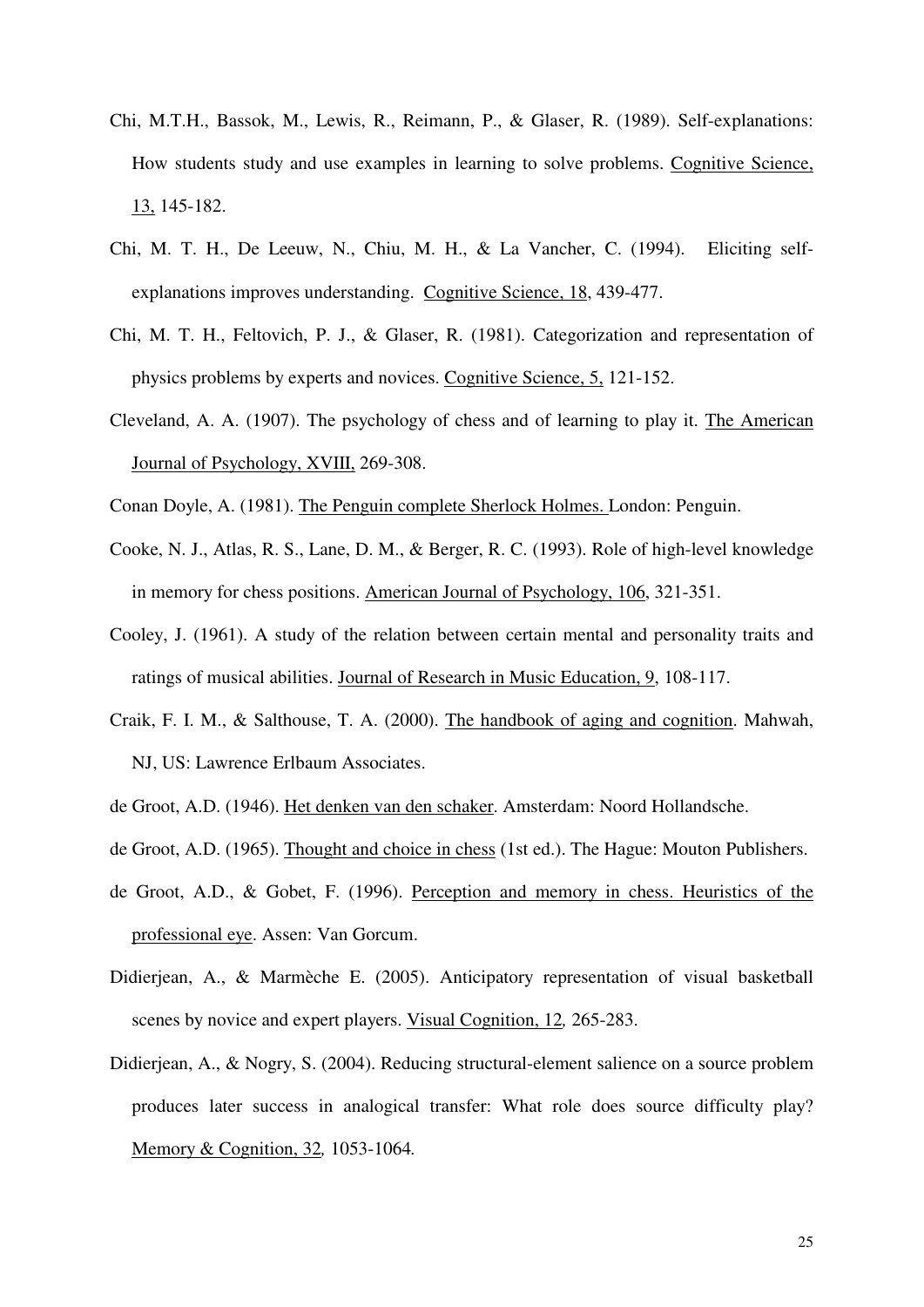Chi, M.T.H., Bassok, M., Lewis, R., Reimann, P., & Glaser, R. (1989). Self-explanations: How students study and use examples in learning to solve problems. Cognitive Science, 13, 145-182.

Chi, M. T. H., De Leeuw, N., Chiu, M. H., & La Vancher, C. (1994). Eliciting self-explanations improves understanding. Cognitive Science, 18, 439-477.

Chi, M. T. H., Feltovich, P. J., & Glaser, R. (1981). Categorization and representation of physics problems by experts and novices. Cognitive Science, 5, 121-152.

Cleveland, A. A. (1907). The psychology of chess and of learning to play it. The American Journal of Psychology, XVIII, 269-308.

Conan Doyle, A. (1981). The Penguin complete Sherlock Holmes. London: Penguin.

Cooke, N. J., Atlas, R. S., Lane, D. M., & Berger, R. C. (1993). Role of high-level knowledge in memory for chess positions. American Journal of Psychology, 106, 321-351.

Cooley, J. (1961). A study of the relation between certain mental and personality traits and ratings of musical abilities. Journal of Research in Music Education, 9, 108-117.

Craik, F. I. M., & Salthouse, T. A. (2000). The handbook of aging and cognition. Mahwah, NJ, US: Lawrence Erlbaum Associates.

de Groot, A.D. (1946). Het denken van den schaker. Amsterdam: Noord Hollandsche.

de Groot, A.D. (1965). Thought and choice in chess (1st ed.). The Hague: Mouton Publishers.

de Groot, A.D., & Gobet, F. (1996). Perception and memory in chess. Heuristics of the professional eye. Assen: Van Gorcum.

Didierjean, A., & Marmèche E. (2005). Anticipatory representation of visual basketball scenes by novice and expert players. Visual Cognition, 12, 265-283.

Didierjean, A., & Nogry, S. (2004). Reducing structural-element salience on a source problem produces later success in analogical transfer: What role does source difficulty play? Memory & Cognition, 32, 1053-1064.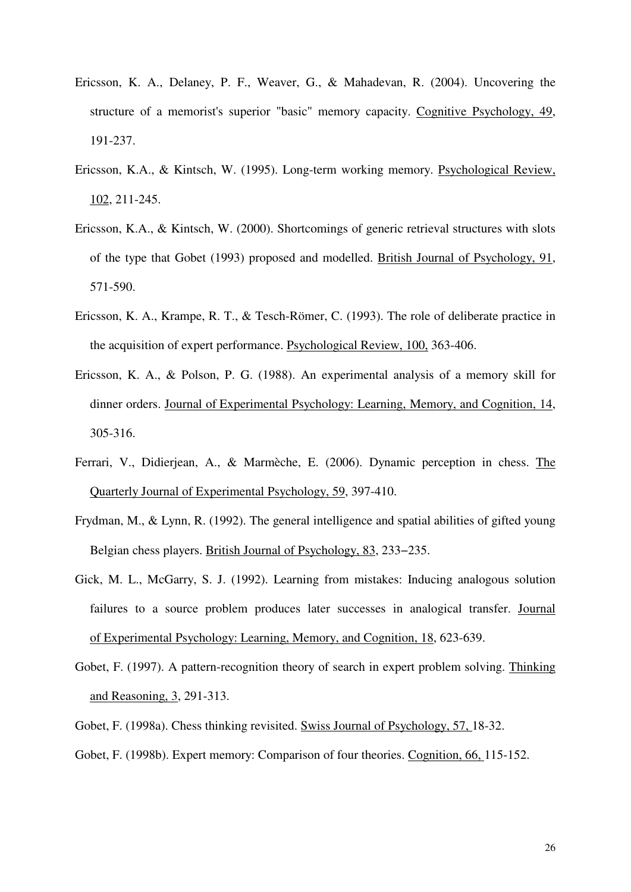Ericsson, K. A., Delaney, P. F., Weaver, G., & Mahadevan, R. (2004). Uncovering the structure of a memorist's superior "basic" memory capacity. Cognitive Psychology, 49, 191-237.

Ericsson, K.A., & Kintsch, W. (1995). Long-term working memory. Psychological Review, 102, 211-245.

Ericsson, K.A., & Kintsch, W. (2000). Shortcomings of generic retrieval structures with slots of the type that Gobet (1993) proposed and modelled. British Journal of Psychology, 91, 571-590.

Ericsson, K. A., Krampe, R. T., & Tesch-Römer, C. (1993). The role of deliberate practice in the acquisition of expert performance. Psychological Review, 100, 363-406.

Ericsson, K. A., & Polson, P. G. (1988). An experimental analysis of a memory skill for dinner orders. Journal of Experimental Psychology: Learning, Memory, and Cognition, 14, 305-316.

Ferrari, V., Didierjean, A., & Marmèche, E. (2006). Dynamic perception in chess. The Quarterly Journal of Experimental Psychology, 59, 397-410.

Frydman, M., & Lynn, R. (1992). The general intelligence and spatial abilities of gifted young Belgian chess players. British Journal of Psychology, 83, 233–235.

Gick, M. L., McGarry, S. J. (1992). Learning from mistakes: Inducing analogous solution failures to a source problem produces later successes in analogical transfer. Journal of Experimental Psychology: Learning, Memory, and Cognition, 18, 623-639.

Gobet, F. (1997). A pattern-recognition theory of search in expert problem solving. Thinking and Reasoning, 3, 291-313.

Gobet, F. (1998a). Chess thinking revisited. Swiss Journal of Psychology, 57, 18-32.

Gobet, F. (1998b). Expert memory: Comparison of four theories. Cognition, 66, 115-152.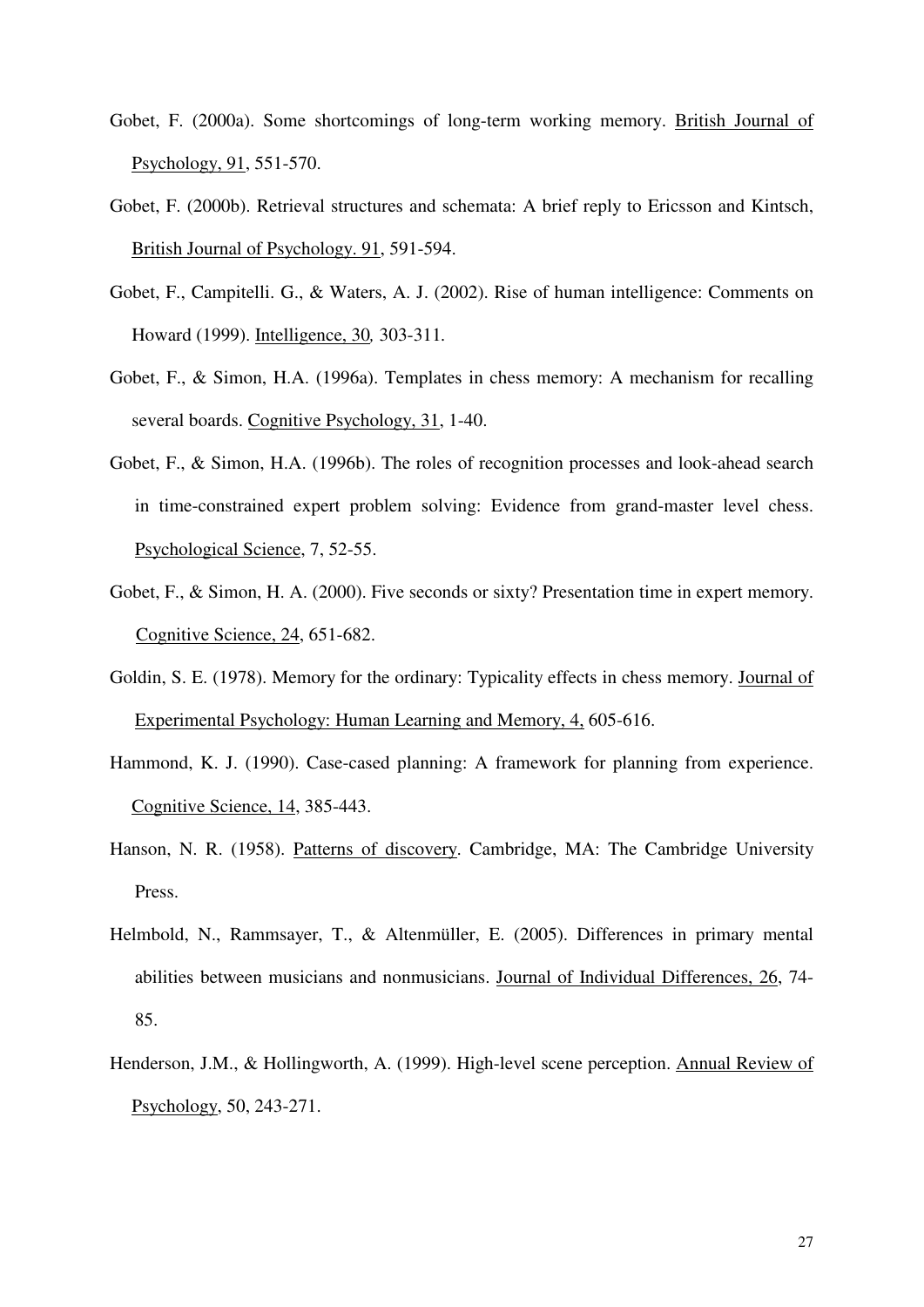Gobet, F. (2000a). Some shortcomings of long-term working memory. British Journal of Psychology, 91, 551-570.

Gobet, F. (2000b). Retrieval structures and schemata: A brief reply to Ericsson and Kintsch, British Journal of Psychology. 91, 591-594.

Gobet, F., Campitelli. G., & Waters, A. J. (2002). Rise of human intelligence: Comments on Howard (1999). Intelligence, 30, 303-311.

Gobet, F., & Simon, H.A. (1996a). Templates in chess memory: A mechanism for recalling several boards. Cognitive Psychology, 31, 1-40.

Gobet, F., & Simon, H.A. (1996b). The roles of recognition processes and look-ahead search in time-constrained expert problem solving: Evidence from grand-master level chess. Psychological Science, 7, 52-55.

Gobet, F., & Simon, H. A. (2000). Five seconds or sixty? Presentation time in expert memory. Cognitive Science, 24, 651-682.

Goldin, S. E. (1978). Memory for the ordinary: Typicality effects in chess memory. Journal of Experimental Psychology: Human Learning and Memory, 4, 605-616.

Hammond, K. J. (1990). Case-cased planning: A framework for planning from experience. Cognitive Science, 14, 385-443.

Hanson, N. R. (1958). Patterns of discovery. Cambridge, MA: The Cambridge University Press.

Helmbold, N., Rammsayer, T., & Altenmüller, E. (2005). Differences in primary mental abilities between musicians and nonmusicians. Journal of Individual Differences, 26, 74-85.

Henderson, J.M., & Hollingworth, A. (1999). High-level scene perception. Annual Review of Psychology, 50, 243-271.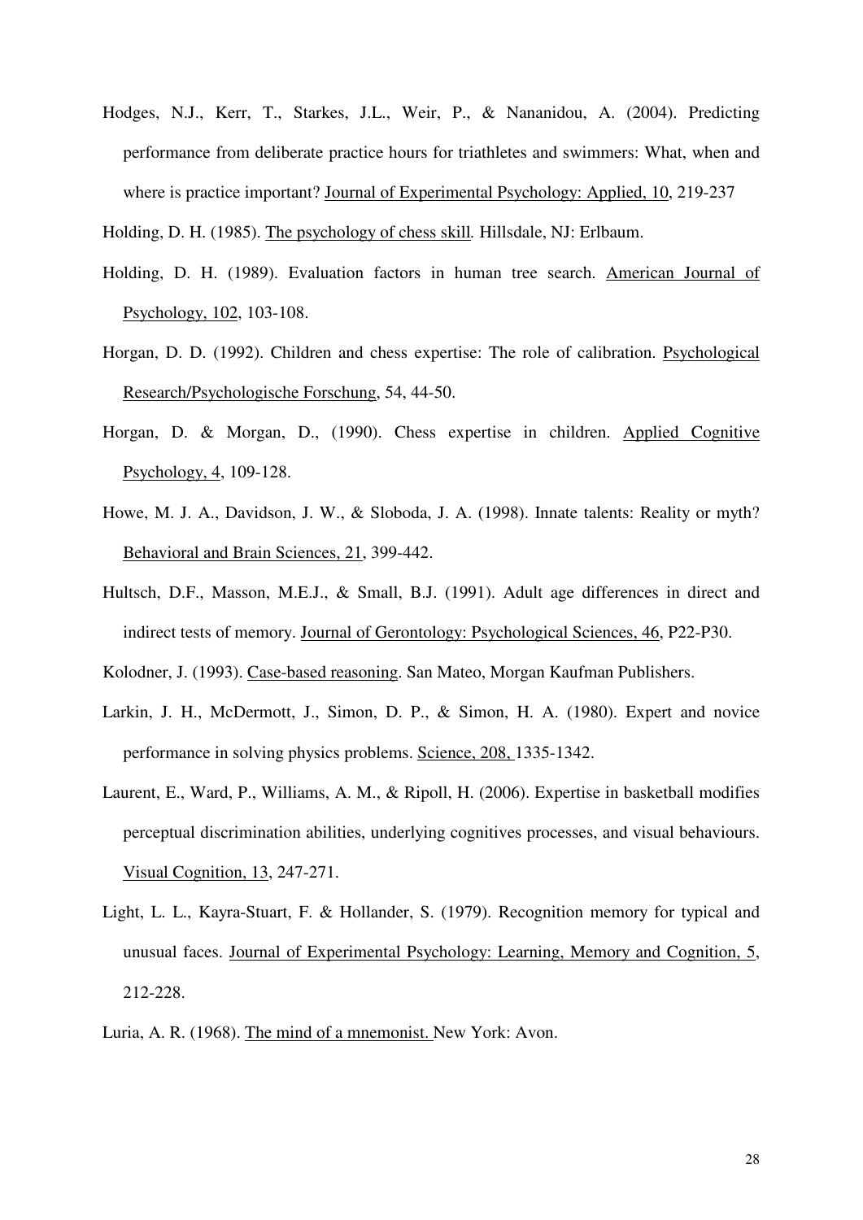Hodges, N.J., Kerr, T., Starkes, J.L., Weir, P., & Nananidou, A. (2004). Predicting performance from deliberate practice hours for triathletes and swimmers: What, when and where is practice important? Journal of Experimental Psychology: Applied, 10, 219-237

Holding, D. H. (1985). The psychology of chess skill. Hillsdale, NJ: Erlbaum.

Holding, D. H. (1989). Evaluation factors in human tree search. American Journal of Psychology, 102, 103-108.

Horgan, D. D. (1992). Children and chess expertise: The role of calibration. Psychological Research/Psychologische Forschung, 54, 44-50.

Horgan, D. & Morgan, D., (1990). Chess expertise in children. Applied Cognitive Psychology, 4, 109-128.

Howe, M. J. A., Davidson, J. W., & Sloboda, J. A. (1998). Innate talents: Reality or myth? Behavioral and Brain Sciences, 21, 399-442.

Hultsch, D.F., Masson, M.E.J., & Small, B.J. (1991). Adult age differences in direct and indirect tests of memory. Journal of Gerontology: Psychological Sciences, 46, P22-P30.

Kolodner, J. (1993). Case-based reasoning. San Mateo, Morgan Kaufman Publishers.

Larkin, J. H., McDermott, J., Simon, D. P., & Simon, H. A. (1980). Expert and novice performance in solving physics problems. Science, 208, 1335-1342.

Laurent, E., Ward, P., Williams, A. M., & Ripoll, H. (2006). Expertise in basketball modifies perceptual discrimination abilities, underlying cognitives processes, and visual behaviours. Visual Cognition, 13, 247-271.

Light, L. L., Kayra-Stuart, F. & Hollander, S. (1979). Recognition memory for typical and unusual faces. Journal of Experimental Psychology: Learning, Memory and Cognition, 5, 212-228.

Luria, A. R. (1968). The mind of a mnemonist. New York: Avon.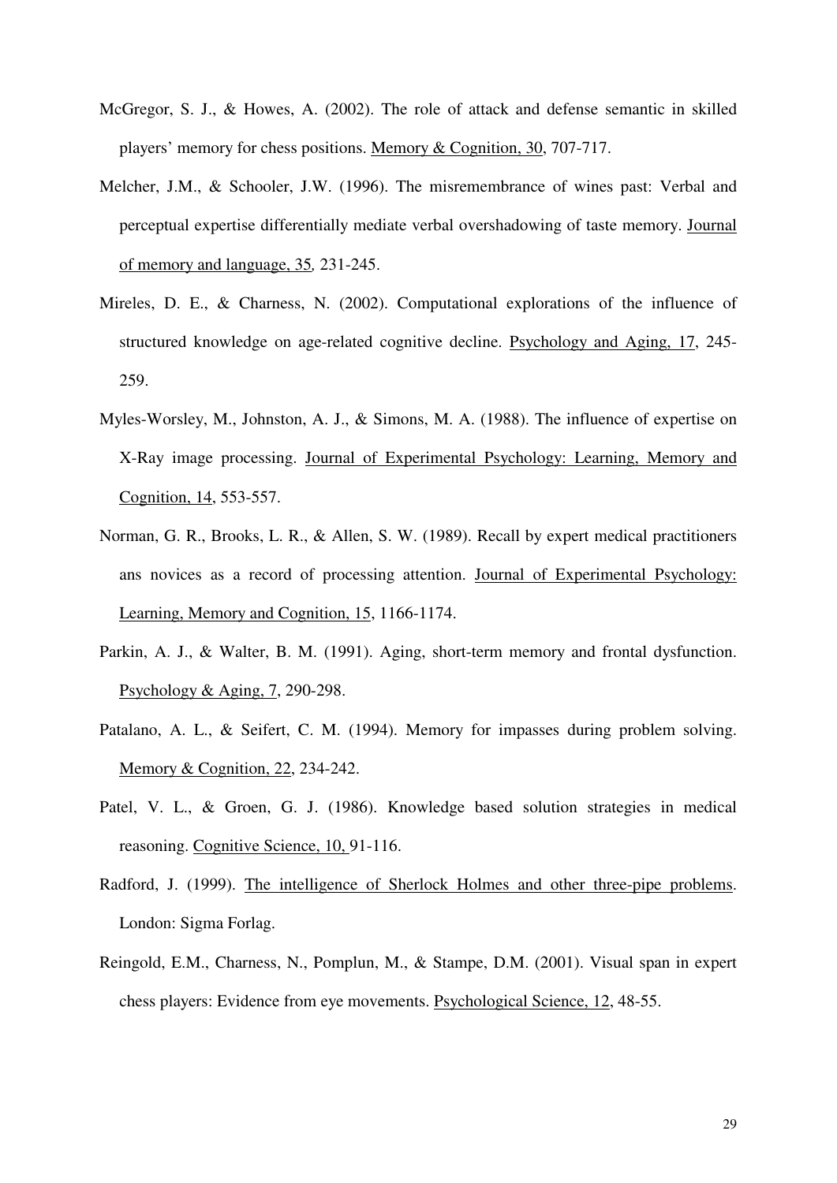McGregor, S. J., & Howes, A. (2002). The role of attack and defense semantic in skilled players' memory for chess positions. Memory & Cognition, 30, 707-717.

Melcher, J.M., & Schooler, J.W. (1996). The misremembrance of wines past: Verbal and perceptual expertise differentially mediate verbal overshadowing of taste memory. Journal of memory and language, 35, 231-245.

Mireles, D. E., & Charness, N. (2002). Computational explorations of the influence of structured knowledge on age-related cognitive decline. Psychology and Aging, 17, 245-259.

Myles-Worsley, M., Johnston, A. J., & Simons, M. A. (1988). The influence of expertise on X-Ray image processing. Journal of Experimental Psychology: Learning, Memory and Cognition, 14, 553-557.

Norman, G. R., Brooks, L. R., & Allen, S. W. (1989). Recall by expert medical practitioners ans novices as a record of processing attention. Journal of Experimental Psychology: Learning, Memory and Cognition, 15, 1166-1174.

Parkin, A. J., & Walter, B. M. (1991). Aging, short-term memory and frontal dysfunction. Psychology & Aging, 7, 290-298.

Patalano, A. L., & Seifert, C. M. (1994). Memory for impasses during problem solving. Memory & Cognition, 22, 234-242.

Patel, V. L., & Groen, G. J. (1986). Knowledge based solution strategies in medical reasoning. Cognitive Science, 10, 91-116.

Radford, J. (1999). The intelligence of Sherlock Holmes and other three-pipe problems. London: Sigma Forlag.

Reingold, E.M., Charness, N., Pomplun, M., & Stampe, D.M. (2001). Visual span in expert chess players: Evidence from eye movements. Psychological Science, 12, 48-55.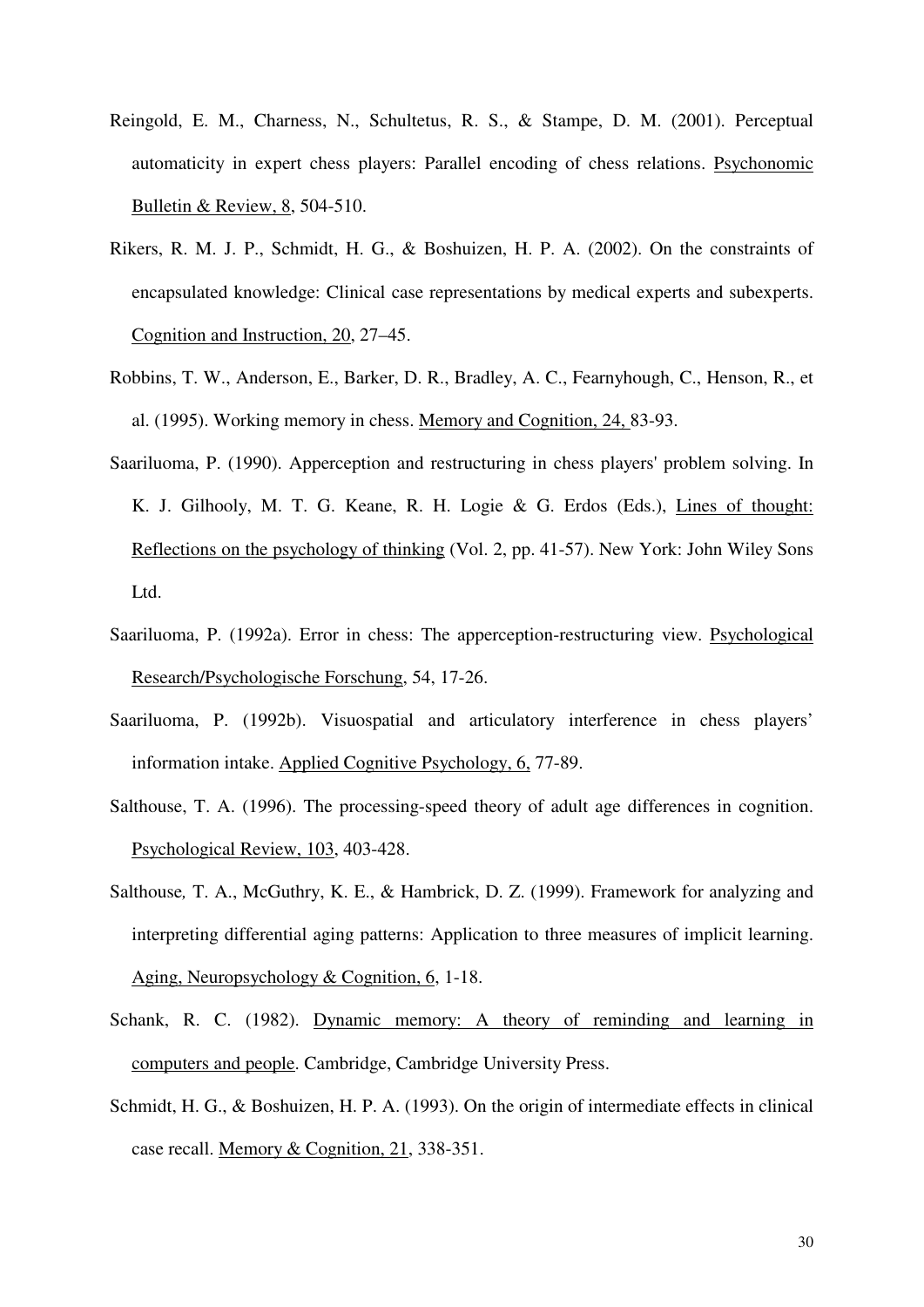Reingold, E. M., Charness, N., Schultetus, R. S., & Stampe, D. M. (2001). Perceptual automaticity in expert chess players: Parallel encoding of chess relations. Psychonomic Bulletin & Review, 8, 504-510.

Rikers, R. M. J. P., Schmidt, H. G., & Boshuizen, H. P. A. (2002). On the constraints of encapsulated knowledge: Clinical case representations by medical experts and subexperts. Cognition and Instruction, 20, 27–45.

Robbins, T. W., Anderson, E., Barker, D. R., Bradley, A. C., Fearnyhough, C., Henson, R., et al. (1995). Working memory in chess. Memory and Cognition, 24, 83-93.

Saariluoma, P. (1990). Apperception and restructuring in chess players' problem solving. In K. J. Gilhooly, M. T. G. Keane, R. H. Logie & G. Erdos (Eds.), Lines of thought: Reflections on the psychology of thinking (Vol. 2, pp. 41-57). New York: John Wiley Sons Ltd.

Saariluoma, P. (1992a). Error in chess: The apperception-restructuring view. Psychological Research/Psychologische Forschung, 54, 17-26.

Saariluoma, P. (1992b). Visuospatial and articulatory interference in chess players' information intake. Applied Cognitive Psychology, 6, 77-89.

Salthouse, T. A. (1996). The processing-speed theory of adult age differences in cognition. Psychological Review, 103, 403-428.

Salthouse, T. A., McGuthry, K. E., & Hambrick, D. Z. (1999). Framework for analyzing and interpreting differential aging patterns: Application to three measures of implicit learning. Aging, Neuropsychology & Cognition, 6, 1-18.

Schank, R. C. (1982). Dynamic memory: A theory of reminding and learning in computers and people. Cambridge, Cambridge University Press.

Schmidt, H. G., & Boshuizen, H. P. A. (1993). On the origin of intermediate effects in clinical case recall. Memory & Cognition, 21, 338-351.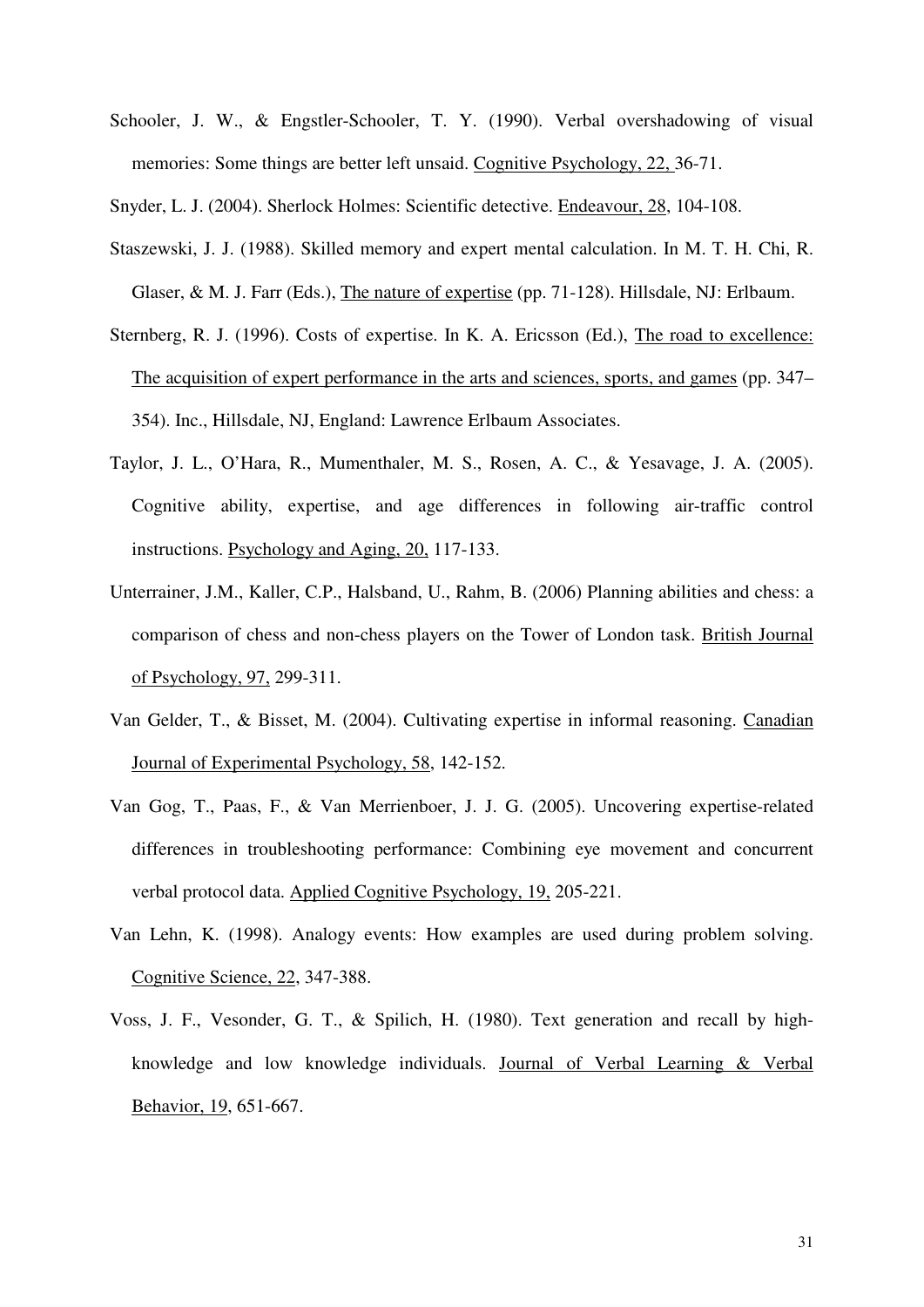Schooler, J. W., & Engstler-Schooler, T. Y. (1990). Verbal overshadowing of visual memories: Some things are better left unsaid. Cognitive Psychology, 22, 36-71.

Snyder, L. J. (2004). Sherlock Holmes: Scientific detective. Endeavour, 28, 104-108.

Staszewski, J. J. (1988). Skilled memory and expert mental calculation. In M. T. H. Chi, R. Glaser, & M. J. Farr (Eds.), The nature of expertise (pp. 71-128). Hillsdale, NJ: Erlbaum.

Sternberg, R. J. (1996). Costs of expertise. In K. A. Ericsson (Ed.), The road to excellence: The acquisition of expert performance in the arts and sciences, sports, and games (pp. 347–354). Inc., Hillsdale, NJ, England: Lawrence Erlbaum Associates.

Taylor, J. L., O'Hara, R., Mumenthaler, M. S., Rosen, A. C., & Yesavage, J. A. (2005). Cognitive ability, expertise, and age differences in following air-traffic control instructions. Psychology and Aging, 20, 117-133.

Unterrainer, J.M., Kaller, C.P., Halsband, U., Rahm, B. (2006) Planning abilities and chess: a comparison of chess and non-chess players on the Tower of London task. British Journal of Psychology, 97, 299-311.

Van Gelder, T., & Bisset, M. (2004). Cultivating expertise in informal reasoning. Canadian Journal of Experimental Psychology, 58, 142-152.

Van Gog, T., Paas, F., & Van Merrienboer, J. J. G. (2005). Uncovering expertise-related differences in troubleshooting performance: Combining eye movement and concurrent verbal protocol data. Applied Cognitive Psychology, 19, 205-221.

Van Lehn, K. (1998). Analogy events: How examples are used during problem solving. Cognitive Science, 22, 347-388.

Voss, J. F., Vesonder, G. T., & Spilich, H. (1980). Text generation and recall by high-knowledge and low knowledge individuals. Journal of Verbal Learning & Verbal Behavior, 19, 651-667.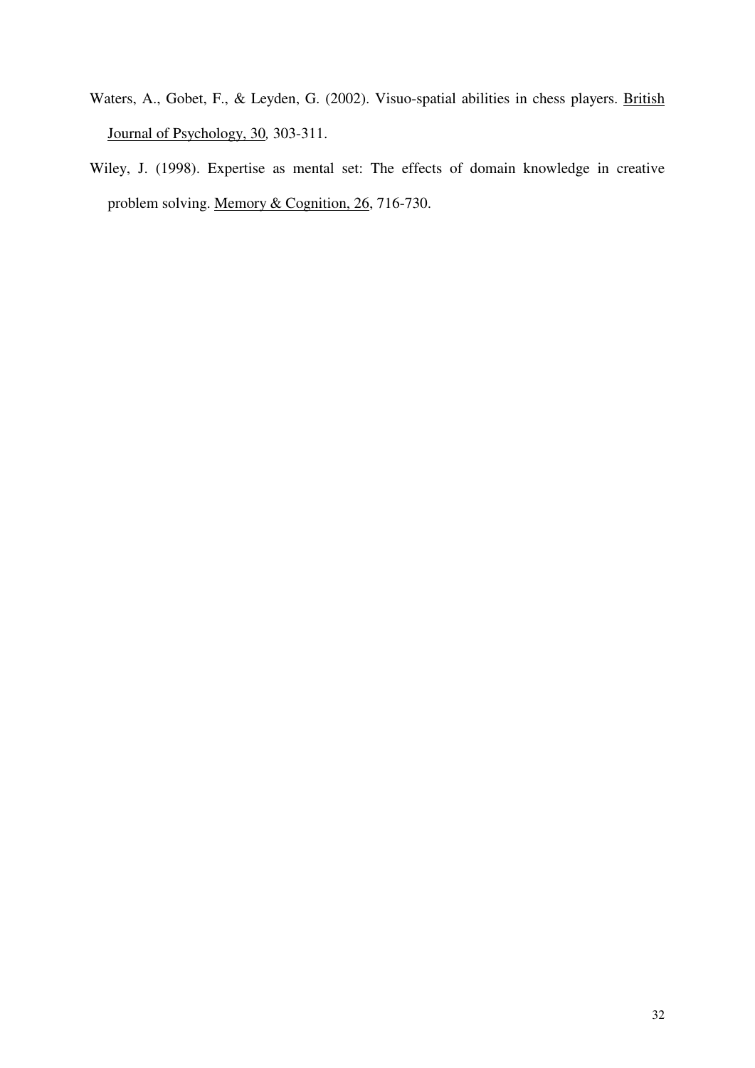Waters, A., Gobet, F., & Leyden, G. (2002). Visuo-spatial abilities in chess players. British Journal of Psychology, 30, 303-311.

Wiley, J. (1998). Expertise as mental set: The effects of domain knowledge in creative problem solving. Memory & Cognition, 26, 716-730.